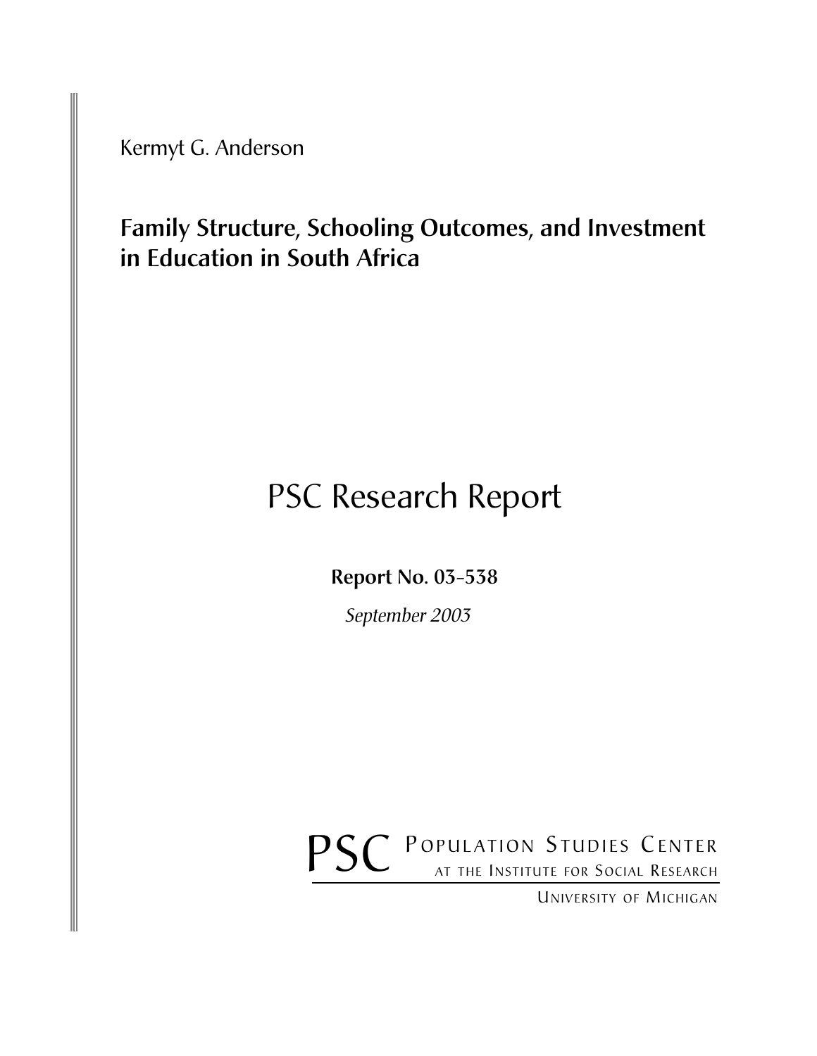Kermyt G. Anderson

# Family Structure, Schooling Outcomes, and Investment in Education in South Africa

## PSC Research Report

**Report No. 03-538**

*September 2003*

PSC POPULATION STUDIES CENTER
AT THE INSTITUTE FOR SOCIAL RESEARCH
UNIVERSITY OF MICHIGAN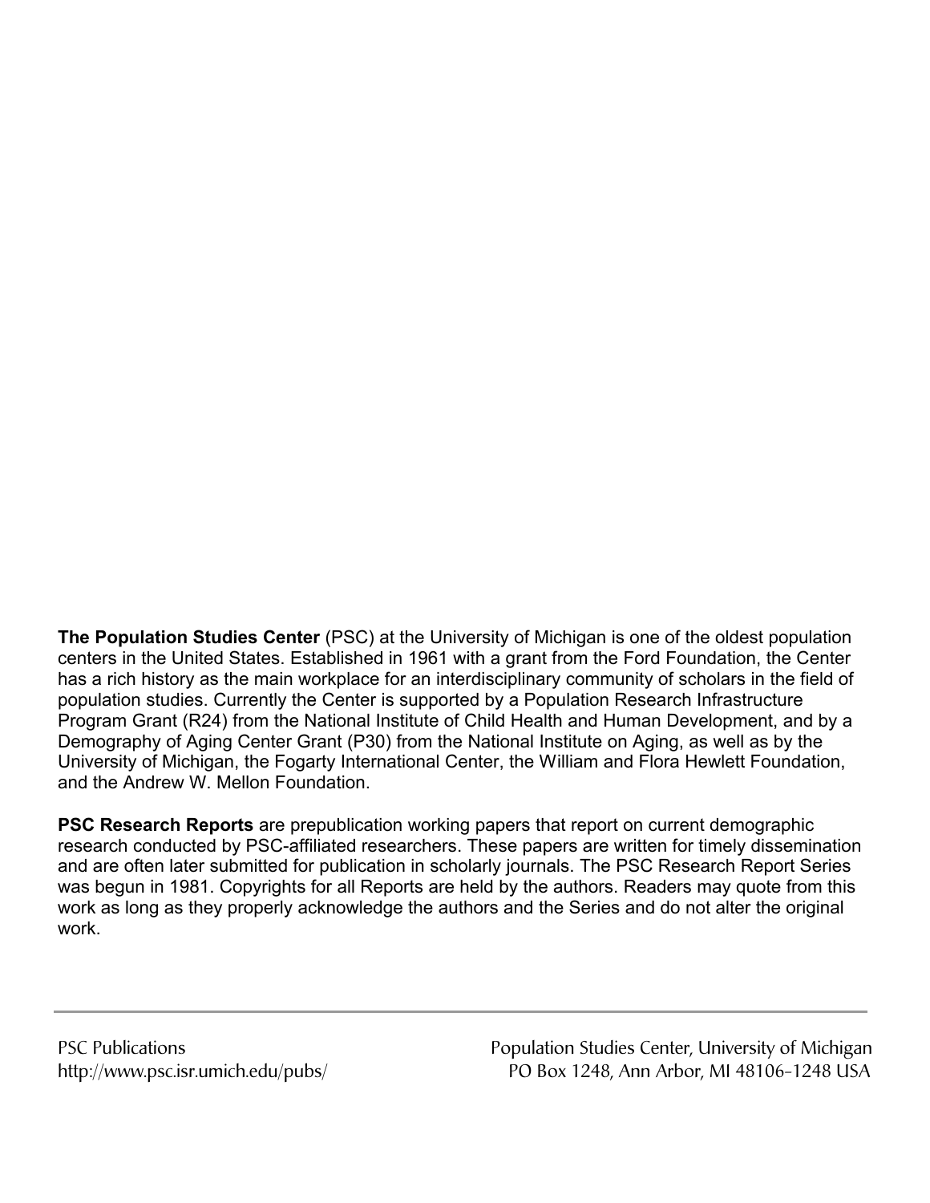**The Population Studies Center** (PSC) at the University of Michigan is one of the oldest population centers in the United States. Established in 1961 with a grant from the Ford Foundation, the Center has a rich history as the main workplace for an interdisciplinary community of scholars in the field of population studies. Currently the Center is supported by a Population Research Infrastructure Program Grant (R24) from the National Institute of Child Health and Human Development, and by a Demography of Aging Center Grant (P30) from the National Institute on Aging, as well as by the University of Michigan, the Fogarty International Center, the William and Flora Hewlett Foundation, and the Andrew W. Mellon Foundation.

**PSC Research Reports** are prepublication working papers that report on current demographic research conducted by PSC-affiliated researchers. These papers are written for timely dissemination and are often later submitted for publication in scholarly journals. The PSC Research Report Series was begun in 1981. Copyrights for all Reports are held by the authors. Readers may quote from this work as long as they properly acknowledge the authors and the Series and do not alter the original work.

---

PSC Publications
http://www.psc.isr.umich.edu/pubs/

Population Studies Center, University of Michigan
PO Box 1248, Ann Arbor, MI 48106-1248 USA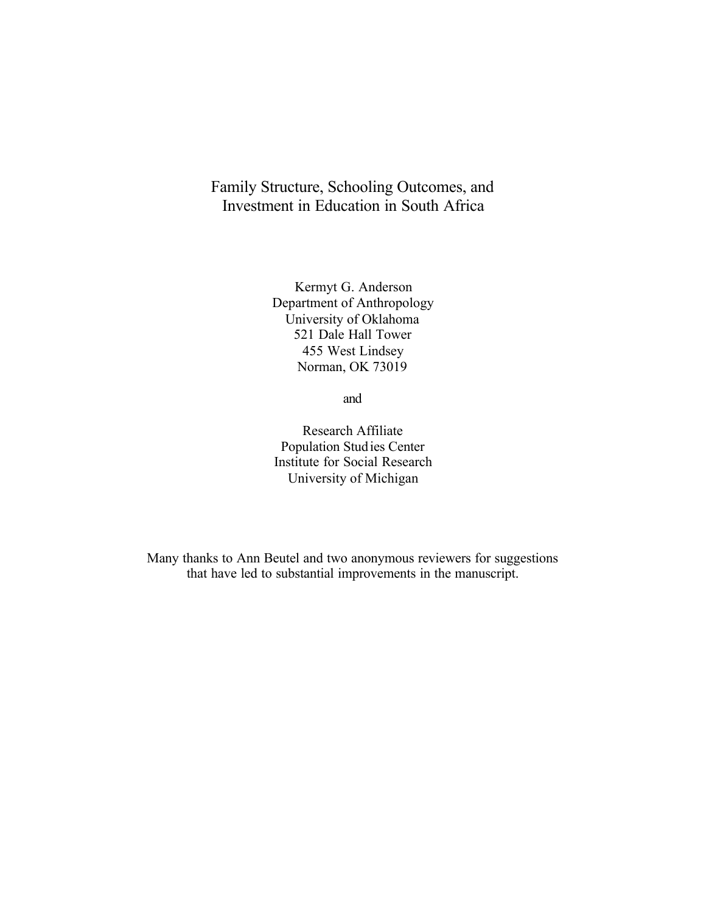# Family Structure, Schooling Outcomes, and Investment in Education in South Africa

Kermyt G. Anderson
Department of Anthropology
University of Oklahoma
521 Dale Hall Tower
455 West Lindsey
Norman, OK 73019

and

Research Affiliate
Population Studies Center
Institute for Social Research
University of Michigan

Many thanks to Ann Beutel and two anonymous reviewers for suggestions that have led to substantial improvements in the manuscript.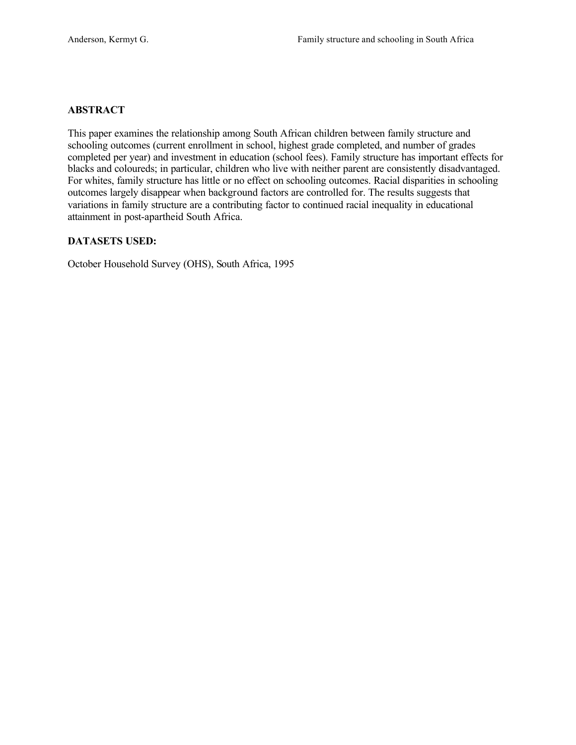## ABSTRACT

This paper examines the relationship among South African children between family structure and schooling outcomes (current enrollment in school, highest grade completed, and number of grades completed per year) and investment in education (school fees). Family structure has important effects for blacks and coloureds; in particular, children who live with neither parent are consistently disadvantaged. For whites, family structure has little or no effect on schooling outcomes. Racial disparities in schooling outcomes largely disappear when background factors are controlled for. The results suggests that variations in family structure are a contributing factor to continued racial inequality in educational attainment in post-apartheid South Africa.

## DATASETS USED:

October Household Survey (OHS), South Africa, 1995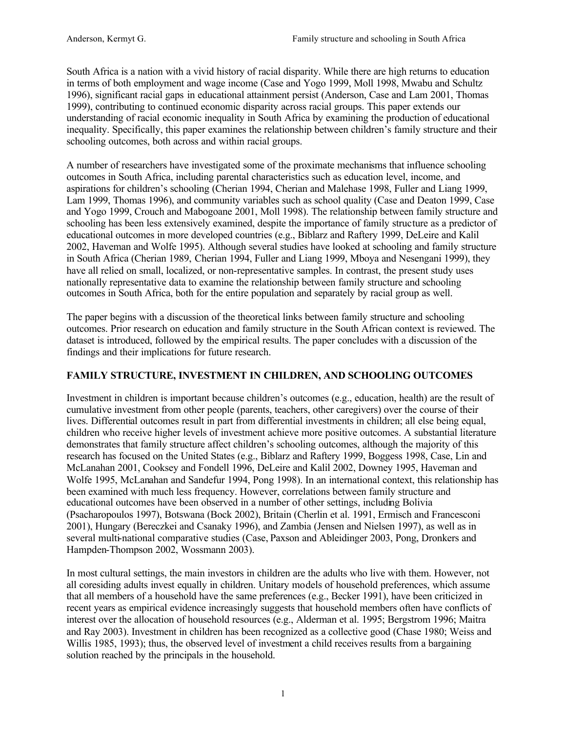South Africa is a nation with a vivid history of racial disparity. While there are high returns to education in terms of both employment and wage income (Case and Yogo 1999, Moll 1998, Mwabu and Schultz 1996), significant racial gaps in educational attainment persist (Anderson, Case and Lam 2001, Thomas 1999), contributing to continued economic disparity across racial groups. This paper extends our understanding of racial economic inequality in South Africa by examining the production of educational inequality. Specifically, this paper examines the relationship between children's family structure and their schooling outcomes, both across and within racial groups.

A number of researchers have investigated some of the proximate mechanisms that influence schooling outcomes in South Africa, including parental characteristics such as education level, income, and aspirations for children's schooling (Cherian 1994, Cherian and Malehase 1998, Fuller and Liang 1999, Lam 1999, Thomas 1996), and community variables such as school quality (Case and Deaton 1999, Case and Yogo 1999, Crouch and Mabogoane 2001, Moll 1998). The relationship between family structure and schooling has been less extensively examined, despite the importance of family structure as a predictor of educational outcomes in more developed countries (e.g., Biblarz and Raftery 1999, DeLeire and Kalil 2002, Haveman and Wolfe 1995). Although several studies have looked at schooling and family structure in South Africa (Cherian 1989, Cherian 1994, Fuller and Liang 1999, Mboya and Nesengani 1999), they have all relied on small, localized, or non-representative samples. In contrast, the present study uses nationally representative data to examine the relationship between family structure and schooling outcomes in South Africa, both for the entire population and separately by racial group as well.

The paper begins with a discussion of the theoretical links between family structure and schooling outcomes. Prior research on education and family structure in the South African context is reviewed. The dataset is introduced, followed by the empirical results. The paper concludes with a discussion of the findings and their implications for future research.

## FAMILY STRUCTURE, INVESTMENT IN CHILDREN, AND SCHOOLING OUTCOMES

Investment in children is important because children's outcomes (e.g., education, health) are the result of cumulative investment from other people (parents, teachers, other caregivers) over the course of their lives. Differential outcomes result in part from differential investments in children; all else being equal, children who receive higher levels of investment achieve more positive outcomes. A substantial literature demonstrates that family structure affect children's schooling outcomes, although the majority of this research has focused on the United States (e.g., Biblarz and Raftery 1999, Boggess 1998, Case, Lin and McLanahan 2001, Cooksey and Fondell 1996, DeLeire and Kalil 2002, Downey 1995, Haveman and Wolfe 1995, McLanahan and Sandefur 1994, Pong 1998). In an international context, this relationship has been examined with much less frequency. However, correlations between family structure and educational outcomes have been observed in a number of other settings, including Bolivia (Psacharopoulos 1997), Botswana (Bock 2002), Britain (Cherlin et al. 1991, Ermisch and Francesconi 2001), Hungary (Bereczkei and Csanaky 1996), and Zambia (Jensen and Nielsen 1997), as well as in several multi-national comparative studies (Case, Paxson and Ableidinger 2003, Pong, Dronkers and Hampden-Thompson 2002, Wossmann 2003).

In most cultural settings, the main investors in children are the adults who live with them. However, not all coresiding adults invest equally in children. Unitary models of household preferences, which assume that all members of a household have the same preferences (e.g., Becker 1991), have been criticized in recent years as empirical evidence increasingly suggests that household members often have conflicts of interest over the allocation of household resources (e.g., Alderman et al. 1995; Bergstrom 1996; Maitra and Ray 2003). Investment in children has been recognized as a collective good (Chase 1980; Weiss and Willis 1985, 1993); thus, the observed level of investment a child receives results from a bargaining solution reached by the principals in the household.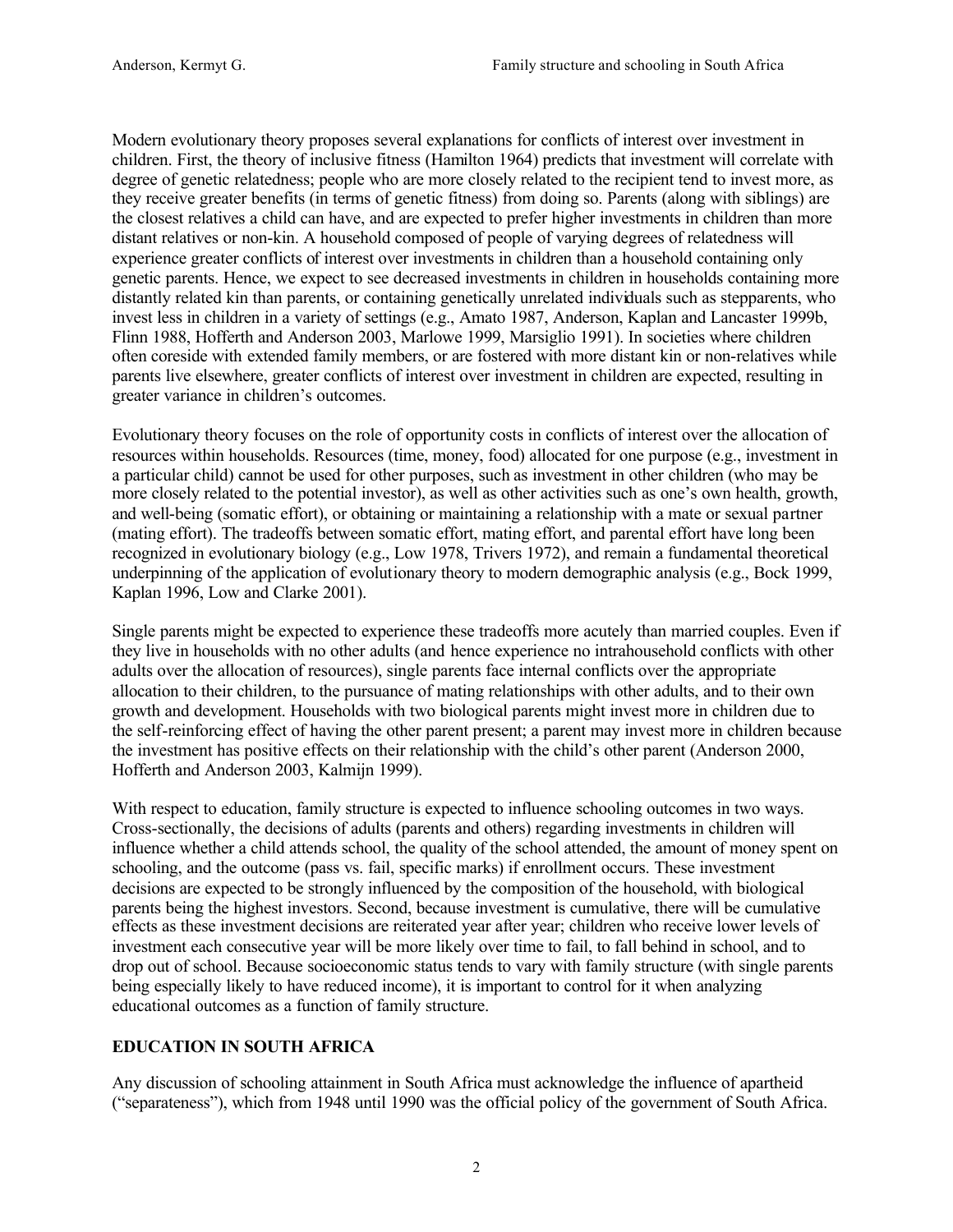Modern evolutionary theory proposes several explanations for conflicts of interest over investment in children. First, the theory of inclusive fitness (Hamilton 1964) predicts that investment will correlate with degree of genetic relatedness; people who are more closely related to the recipient tend to invest more, as they receive greater benefits (in terms of genetic fitness) from doing so. Parents (along with siblings) are the closest relatives a child can have, and are expected to prefer higher investments in children than more distant relatives or non-kin. A household composed of people of varying degrees of relatedness will experience greater conflicts of interest over investments in children than a household containing only genetic parents. Hence, we expect to see decreased investments in children in households containing more distantly related kin than parents, or containing genetically unrelated individuals such as stepparents, who invest less in children in a variety of settings (e.g., Amato 1987, Anderson, Kaplan and Lancaster 1999b, Flinn 1988, Hofferth and Anderson 2003, Marlowe 1999, Marsiglio 1991). In societies where children often coreside with extended family members, or are fostered with more distant kin or non-relatives while parents live elsewhere, greater conflicts of interest over investment in children are expected, resulting in greater variance in children's outcomes.

Evolutionary theory focuses on the role of opportunity costs in conflicts of interest over the allocation of resources within households. Resources (time, money, food) allocated for one purpose (e.g., investment in a particular child) cannot be used for other purposes, such as investment in other children (who may be more closely related to the potential investor), as well as other activities such as one's own health, growth, and well-being (somatic effort), or obtaining or maintaining a relationship with a mate or sexual partner (mating effort). The tradeoffs between somatic effort, mating effort, and parental effort have long been recognized in evolutionary biology (e.g., Low 1978, Trivers 1972), and remain a fundamental theoretical underpinning of the application of evolutionary theory to modern demographic analysis (e.g., Bock 1999, Kaplan 1996, Low and Clarke 2001).

Single parents might be expected to experience these tradeoffs more acutely than married couples. Even if they live in households with no other adults (and hence experience no intrahousehold conflicts with other adults over the allocation of resources), single parents face internal conflicts over the appropriate allocation to their children, to the pursuance of mating relationships with other adults, and to their own growth and development. Households with two biological parents might invest more in children due to the self-reinforcing effect of having the other parent present; a parent may invest more in children because the investment has positive effects on their relationship with the child's other parent (Anderson 2000, Hofferth and Anderson 2003, Kalmijn 1999).

With respect to education, family structure is expected to influence schooling outcomes in two ways. Cross-sectionally, the decisions of adults (parents and others) regarding investments in children will influence whether a child attends school, the quality of the school attended, the amount of money spent on schooling, and the outcome (pass vs. fail, specific marks) if enrollment occurs. These investment decisions are expected to be strongly influenced by the composition of the household, with biological parents being the highest investors. Second, because investment is cumulative, there will be cumulative effects as these investment decisions are reiterated year after year; children who receive lower levels of investment each consecutive year will be more likely over time to fail, to fall behind in school, and to drop out of school. Because socioeconomic status tends to vary with family structure (with single parents being especially likely to have reduced income), it is important to control for it when analyzing educational outcomes as a function of family structure.

## EDUCATION IN SOUTH AFRICA

Any discussion of schooling attainment in South Africa must acknowledge the influence of apartheid ("separateness"), which from 1948 until 1990 was the official policy of the government of South Africa.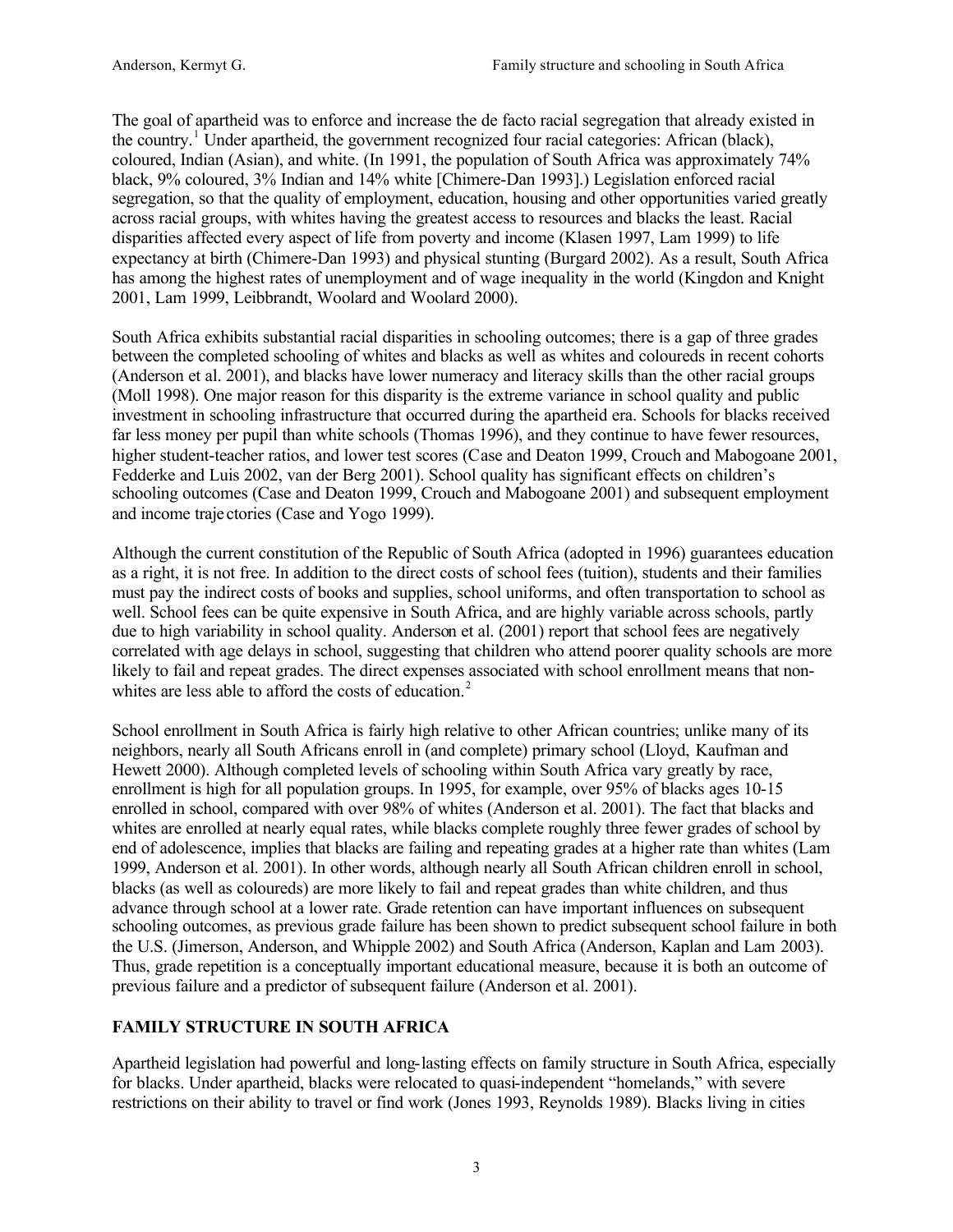The goal of apartheid was to enforce and increase the de facto racial segregation that already existed in the country.[1] Under apartheid, the government recognized four racial categories: African (black), coloured, Indian (Asian), and white. (In 1991, the population of South Africa was approximately 74% black, 9% coloured, 3% Indian and 14% white [Chimere-Dan 1993].) Legislation enforced racial segregation, so that the quality of employment, education, housing and other opportunities varied greatly across racial groups, with whites having the greatest access to resources and blacks the least. Racial disparities affected every aspect of life from poverty and income (Klasen 1997, Lam 1999) to life expectancy at birth (Chimere-Dan 1993) and physical stunting (Burgard 2002). As a result, South Africa has among the highest rates of unemployment and of wage inequality in the world (Kingdon and Knight 2001, Lam 1999, Leibbrandt, Woolard and Woolard 2000).

South Africa exhibits substantial racial disparities in schooling outcomes; there is a gap of three grades between the completed schooling of whites and blacks as well as whites and coloureds in recent cohorts (Anderson et al. 2001), and blacks have lower numeracy and literacy skills than the other racial groups (Moll 1998). One major reason for this disparity is the extreme variance in school quality and public investment in schooling infrastructure that occurred during the apartheid era. Schools for blacks received far less money per pupil than white schools (Thomas 1996), and they continue to have fewer resources, higher student-teacher ratios, and lower test scores (Case and Deaton 1999, Crouch and Mabogoane 2001, Fedderke and Luis 2002, van der Berg 2001). School quality has significant effects on children's schooling outcomes (Case and Deaton 1999, Crouch and Mabogoane 2001) and subsequent employment and income trajectories (Case and Yogo 1999).

Although the current constitution of the Republic of South Africa (adopted in 1996) guarantees education as a right, it is not free. In addition to the direct costs of school fees (tuition), students and their families must pay the indirect costs of books and supplies, school uniforms, and often transportation to school as well. School fees can be quite expensive in South Africa, and are highly variable across schools, partly due to high variability in school quality. Anderson et al. (2001) report that school fees are negatively correlated with age delays in school, suggesting that children who attend poorer quality schools are more likely to fail and repeat grades. The direct expenses associated with school enrollment means that non-whites are less able to afford the costs of education.[2]

School enrollment in South Africa is fairly high relative to other African countries; unlike many of its neighbors, nearly all South Africans enroll in (and complete) primary school (Lloyd, Kaufman and Hewett 2000). Although completed levels of schooling within South Africa vary greatly by race, enrollment is high for all population groups. In 1995, for example, over 95% of blacks ages 10-15 enrolled in school, compared with over 98% of whites (Anderson et al. 2001). The fact that blacks and whites are enrolled at nearly equal rates, while blacks complete roughly three fewer grades of school by end of adolescence, implies that blacks are failing and repeating grades at a higher rate than whites (Lam 1999, Anderson et al. 2001). In other words, although nearly all South African children enroll in school, blacks (as well as coloureds) are more likely to fail and repeat grades than white children, and thus advance through school at a lower rate. Grade retention can have important influences on subsequent schooling outcomes, as previous grade failure has been shown to predict subsequent school failure in both the U.S. (Jimerson, Anderson, and Whipple 2002) and South Africa (Anderson, Kaplan and Lam 2003). Thus, grade repetition is a conceptually important educational measure, because it is both an outcome of previous failure and a predictor of subsequent failure (Anderson et al. 2001).

## FAMILY STRUCTURE IN SOUTH AFRICA

Apartheid legislation had powerful and long-lasting effects on family structure in South Africa, especially for blacks. Under apartheid, blacks were relocated to quasi-independent "homelands," with severe restrictions on their ability to travel or find work (Jones 1993, Reynolds 1989). Blacks living in cities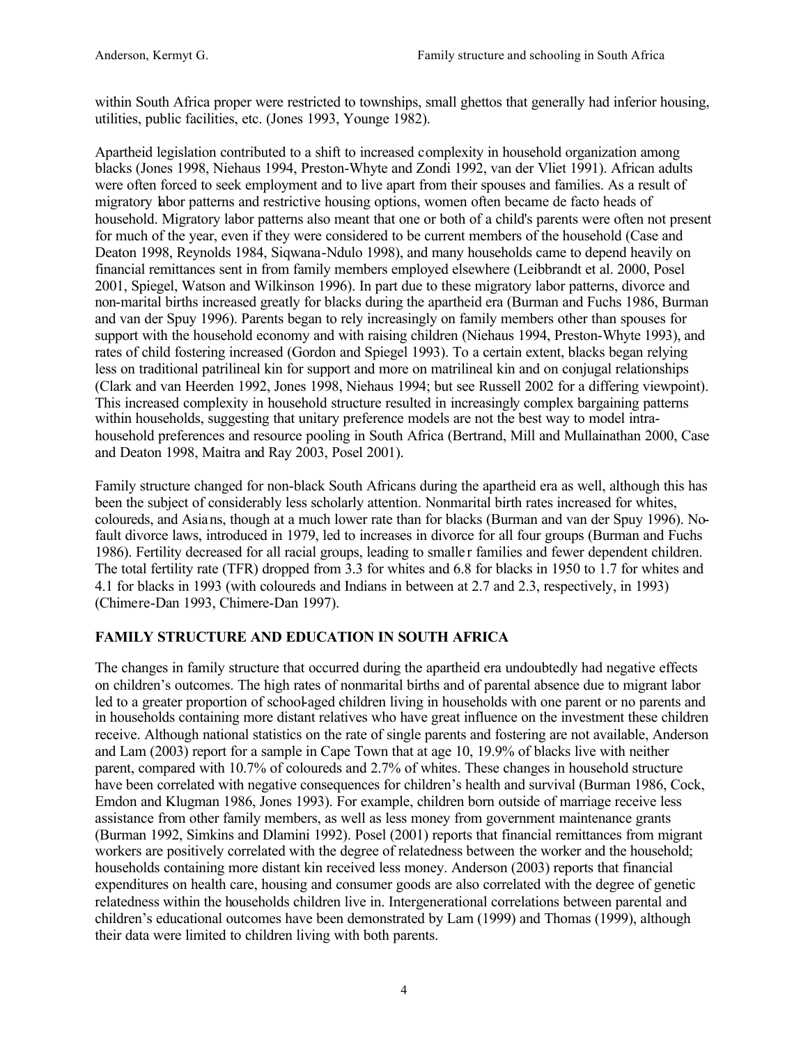within South Africa proper were restricted to townships, small ghettos that generally had inferior housing, utilities, public facilities, etc. (Jones 1993, Younge 1982).

Apartheid legislation contributed to a shift to increased complexity in household organization among blacks (Jones 1998, Niehaus 1994, Preston-Whyte and Zondi 1992, van der Vliet 1991). African adults were often forced to seek employment and to live apart from their spouses and families. As a result of migratory labor patterns and restrictive housing options, women often became de facto heads of household. Migratory labor patterns also meant that one or both of a child's parents were often not present for much of the year, even if they were considered to be current members of the household (Case and Deaton 1998, Reynolds 1984, Siqwana-Ndulo 1998), and many households came to depend heavily on financial remittances sent in from family members employed elsewhere (Leibbrandt et al. 2000, Posel 2001, Spiegel, Watson and Wilkinson 1996). In part due to these migratory labor patterns, divorce and non-marital births increased greatly for blacks during the apartheid era (Burman and Fuchs 1986, Burman and van der Spuy 1996). Parents began to rely increasingly on family members other than spouses for support with the household economy and with raising children (Niehaus 1994, Preston-Whyte 1993), and rates of child fostering increased (Gordon and Spiegel 1993). To a certain extent, blacks began relying less on traditional patrilineal kin for support and more on matrilineal kin and on conjugal relationships (Clark and van Heerden 1992, Jones 1998, Niehaus 1994; but see Russell 2002 for a differing viewpoint). This increased complexity in household structure resulted in increasingly complex bargaining patterns within households, suggesting that unitary preference models are not the best way to model intra-household preferences and resource pooling in South Africa (Bertrand, Mill and Mullainathan 2000, Case and Deaton 1998, Maitra and Ray 2003, Posel 2001).

Family structure changed for non-black South Africans during the apartheid era as well, although this has been the subject of considerably less scholarly attention. Nonmarital birth rates increased for whites, coloureds, and Asians, though at a much lower rate than for blacks (Burman and van der Spuy 1996). No-fault divorce laws, introduced in 1979, led to increases in divorce for all four groups (Burman and Fuchs 1986). Fertility decreased for all racial groups, leading to smaller families and fewer dependent children. The total fertility rate (TFR) dropped from 3.3 for whites and 6.8 for blacks in 1950 to 1.7 for whites and 4.1 for blacks in 1993 (with coloureds and Indians in between at 2.7 and 2.3, respectively, in 1993) (Chimere-Dan 1993, Chimere-Dan 1997).

## FAMILY STRUCTURE AND EDUCATION IN SOUTH AFRICA

The changes in family structure that occurred during the apartheid era undoubtedly had negative effects on children's outcomes. The high rates of nonmarital births and of parental absence due to migrant labor led to a greater proportion of school-aged children living in households with one parent or no parents and in households containing more distant relatives who have great influence on the investment these children receive. Although national statistics on the rate of single parents and fostering are not available, Anderson and Lam (2003) report for a sample in Cape Town that at age 10, 19.9% of blacks live with neither parent, compared with 10.7% of coloureds and 2.7% of whites. These changes in household structure have been correlated with negative consequences for children's health and survival (Burman 1986, Cock, Emdon and Klugman 1986, Jones 1993). For example, children born outside of marriage receive less assistance from other family members, as well as less money from government maintenance grants (Burman 1992, Simkins and Dlamini 1992). Posel (2001) reports that financial remittances from migrant workers are positively correlated with the degree of relatedness between the worker and the household; households containing more distant kin received less money. Anderson (2003) reports that financial expenditures on health care, housing and consumer goods are also correlated with the degree of genetic relatedness within the households children live in. Intergenerational correlations between parental and children's educational outcomes have been demonstrated by Lam (1999) and Thomas (1999), although their data were limited to children living with both parents.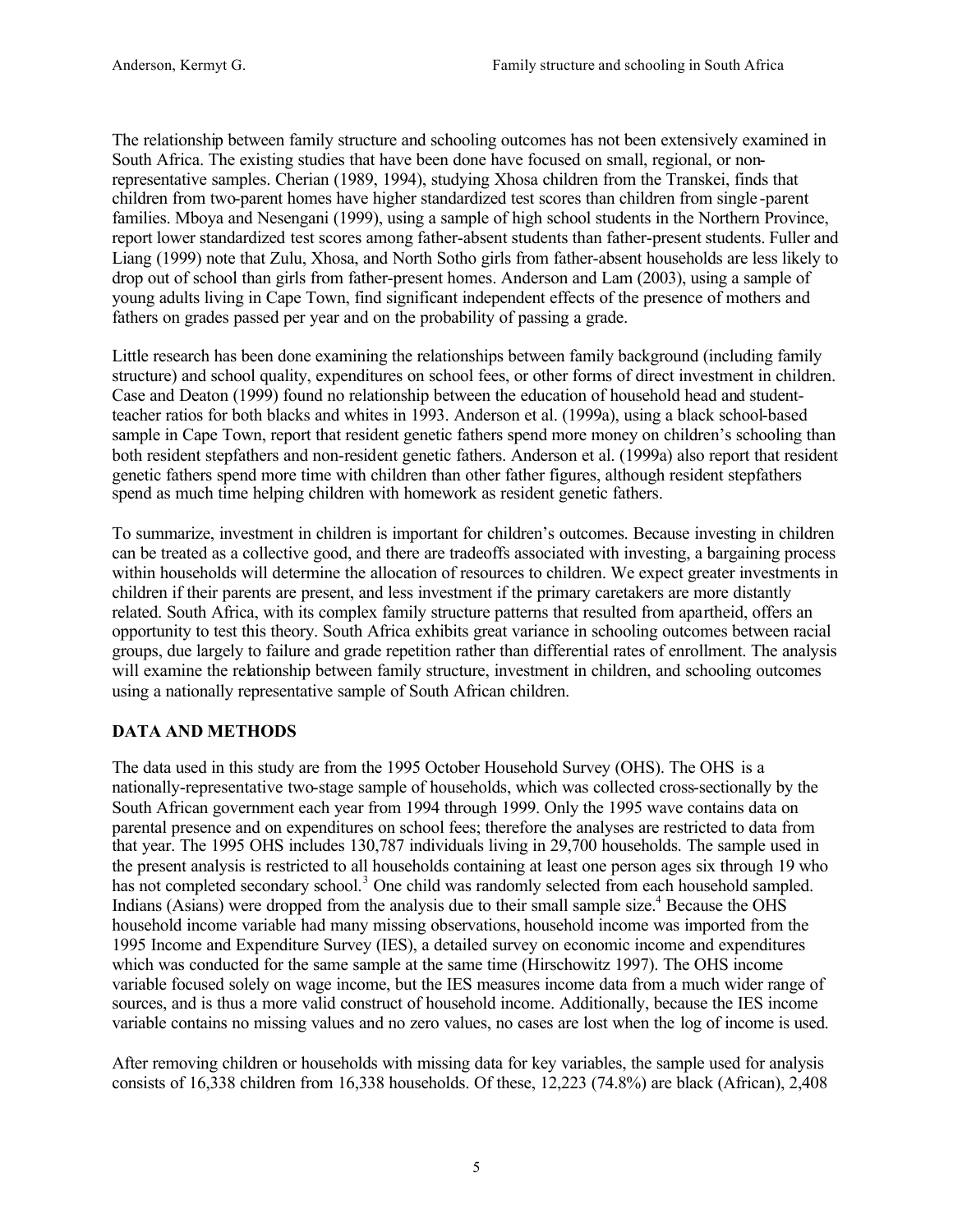The relationship between family structure and schooling outcomes has not been extensively examined in South Africa. The existing studies that have been done have focused on small, regional, or non-representative samples. Cherian (1989, 1994), studying Xhosa children from the Transkei, finds that children from two-parent homes have higher standardized test scores than children from single-parent families. Mboya and Nesengani (1999), using a sample of high school students in the Northern Province, report lower standardized test scores among father-absent students than father-present students. Fuller and Liang (1999) note that Zulu, Xhosa, and North Sotho girls from father-absent households are less likely to drop out of school than girls from father-present homes. Anderson and Lam (2003), using a sample of young adults living in Cape Town, find significant independent effects of the presence of mothers and fathers on grades passed per year and on the probability of passing a grade.

Little research has been done examining the relationships between family background (including family structure) and school quality, expenditures on school fees, or other forms of direct investment in children. Case and Deaton (1999) found no relationship between the education of household head and student-teacher ratios for both blacks and whites in 1993. Anderson et al. (1999a), using a black school-based sample in Cape Town, report that resident genetic fathers spend more money on children's schooling than both resident stepfathers and non-resident genetic fathers. Anderson et al. (1999a) also report that resident genetic fathers spend more time with children than other father figures, although resident stepfathers spend as much time helping children with homework as resident genetic fathers.

To summarize, investment in children is important for children's outcomes. Because investing in children can be treated as a collective good, and there are tradeoffs associated with investing, a bargaining process within households will determine the allocation of resources to children. We expect greater investments in children if their parents are present, and less investment if the primary caretakers are more distantly related. South Africa, with its complex family structure patterns that resulted from apartheid, offers an opportunity to test this theory. South Africa exhibits great variance in schooling outcomes between racial groups, due largely to failure and grade repetition rather than differential rates of enrollment. The analysis will examine the relationship between family structure, investment in children, and schooling outcomes using a nationally representative sample of South African children.

## DATA AND METHODS

The data used in this study are from the 1995 October Household Survey (OHS). The OHS is a nationally-representative two-stage sample of households, which was collected cross-sectionally by the South African government each year from 1994 through 1999. Only the 1995 wave contains data on parental presence and on expenditures on school fees; therefore the analyses are restricted to data from that year. The 1995 OHS includes 130,787 individuals living in 29,700 households. The sample used in the present analysis is restricted to all households containing at least one person ages six through 19 who has not completed secondary school.[3] One child was randomly selected from each household sampled. Indians (Asians) were dropped from the analysis due to their small sample size.[4] Because the OHS household income variable had many missing observations, household income was imported from the 1995 Income and Expenditure Survey (IES), a detailed survey on economic income and expenditures which was conducted for the same sample at the same time (Hirschowitz 1997). The OHS income variable focused solely on wage income, but the IES measures income data from a much wider range of sources, and is thus a more valid construct of household income. Additionally, because the IES income variable contains no missing values and no zero values, no cases are lost when the log of income is used.

After removing children or households with missing data for key variables, the sample used for analysis consists of 16,338 children from 16,338 households. Of these, 12,223 (74.8%) are black (African), 2,408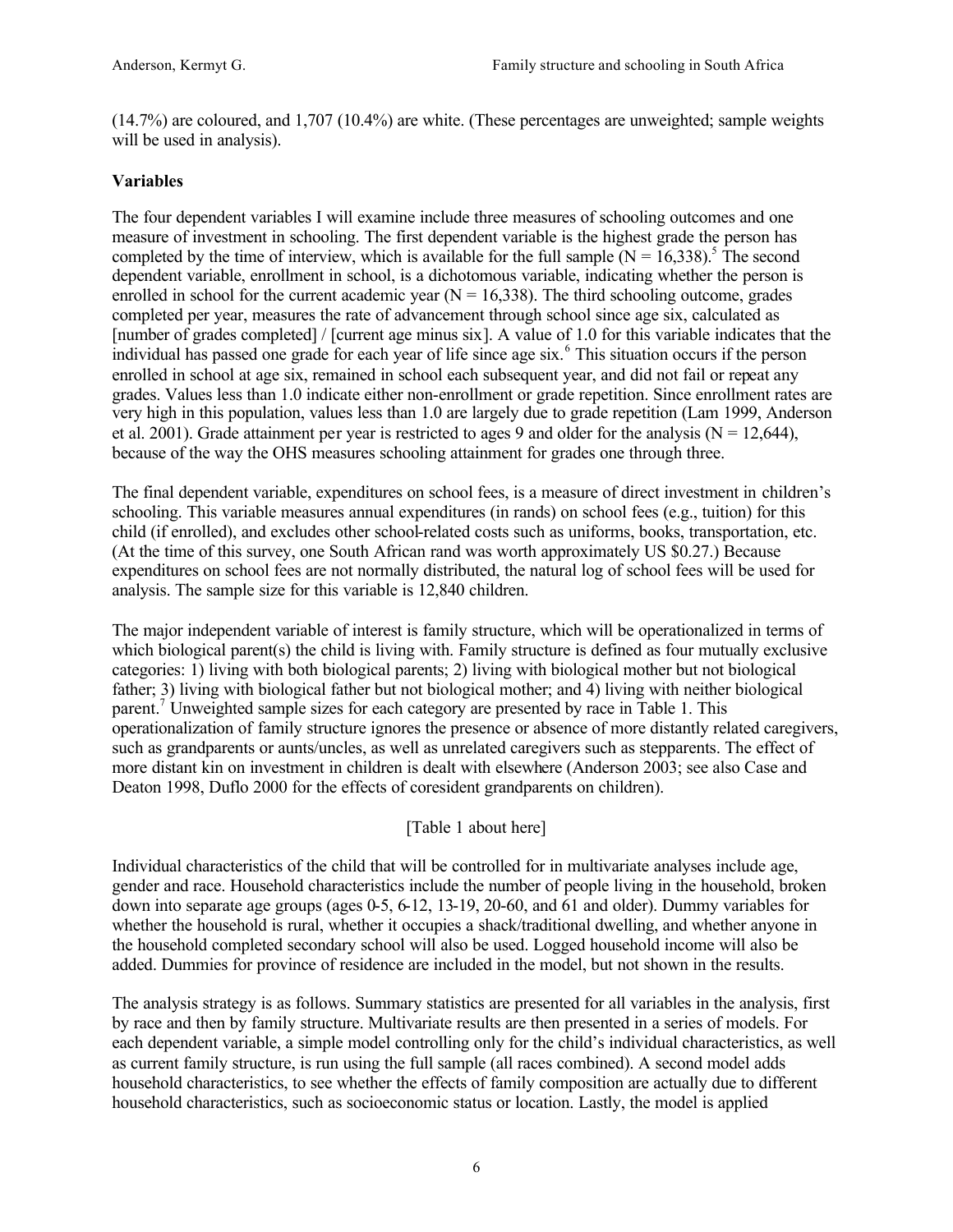(14.7%) are coloured, and 1,707 (10.4%) are white. (These percentages are unweighted; sample weights will be used in analysis).

### Variables

The four dependent variables I will examine include three measures of schooling outcomes and one measure of investment in schooling. The first dependent variable is the highest grade the person has completed by the time of interview, which is available for the full sample (N = 16,338).[5] The second dependent variable, enrollment in school, is a dichotomous variable, indicating whether the person is enrolled in school for the current academic year (N = 16,338). The third schooling outcome, grades completed per year, measures the rate of advancement through school since age six, calculated as [number of grades completed] / [current age minus six]. A value of 1.0 for this variable indicates that the individual has passed one grade for each year of life since age six.[6] This situation occurs if the person enrolled in school at age six, remained in school each subsequent year, and did not fail or repeat any grades. Values less than 1.0 indicate either non-enrollment or grade repetition. Since enrollment rates are very high in this population, values less than 1.0 are largely due to grade repetition (Lam 1999, Anderson et al. 2001). Grade attainment per year is restricted to ages 9 and older for the analysis (N = 12,644), because of the way the OHS measures schooling attainment for grades one through three.

The final dependent variable, expenditures on school fees, is a measure of direct investment in children's schooling. This variable measures annual expenditures (in rands) on school fees (e.g., tuition) for this child (if enrolled), and excludes other school-related costs such as uniforms, books, transportation, etc. (At the time of this survey, one South African rand was worth approximately US $0.27.) Because expenditures on school fees are not normally distributed, the natural log of school fees will be used for analysis. The sample size for this variable is 12,840 children.

The major independent variable of interest is family structure, which will be operationalized in terms of which biological parent(s) the child is living with. Family structure is defined as four mutually exclusive categories: 1) living with both biological parents; 2) living with biological mother but not biological father; 3) living with biological father but not biological mother; and 4) living with neither biological parent.[7] Unweighted sample sizes for each category are presented by race in Table 1. This operationalization of family structure ignores the presence or absence of more distantly related caregivers, such as grandparents or aunts/uncles, as well as unrelated caregivers such as stepparents. The effect of more distant kin on investment in children is dealt with elsewhere (Anderson 2003; see also Case and Deaton 1998, Duflo 2000 for the effects of coresident grandparents on children).

[Table 1 about here]

Individual characteristics of the child that will be controlled for in multivariate analyses include age, gender and race. Household characteristics include the number of people living in the household, broken down into separate age groups (ages 0-5, 6-12, 13-19, 20-60, and 61 and older). Dummy variables for whether the household is rural, whether it occupies a shack/traditional dwelling, and whether anyone in the household completed secondary school will also be used. Logged household income will also be added. Dummies for province of residence are included in the model, but not shown in the results.

The analysis strategy is as follows. Summary statistics are presented for all variables in the analysis, first by race and then by family structure. Multivariate results are then presented in a series of models. For each dependent variable, a simple model controlling only for the child's individual characteristics, as well as current family structure, is run using the full sample (all races combined). A second model adds household characteristics, to see whether the effects of family composition are actually due to different household characteristics, such as socioeconomic status or location. Lastly, the model is applied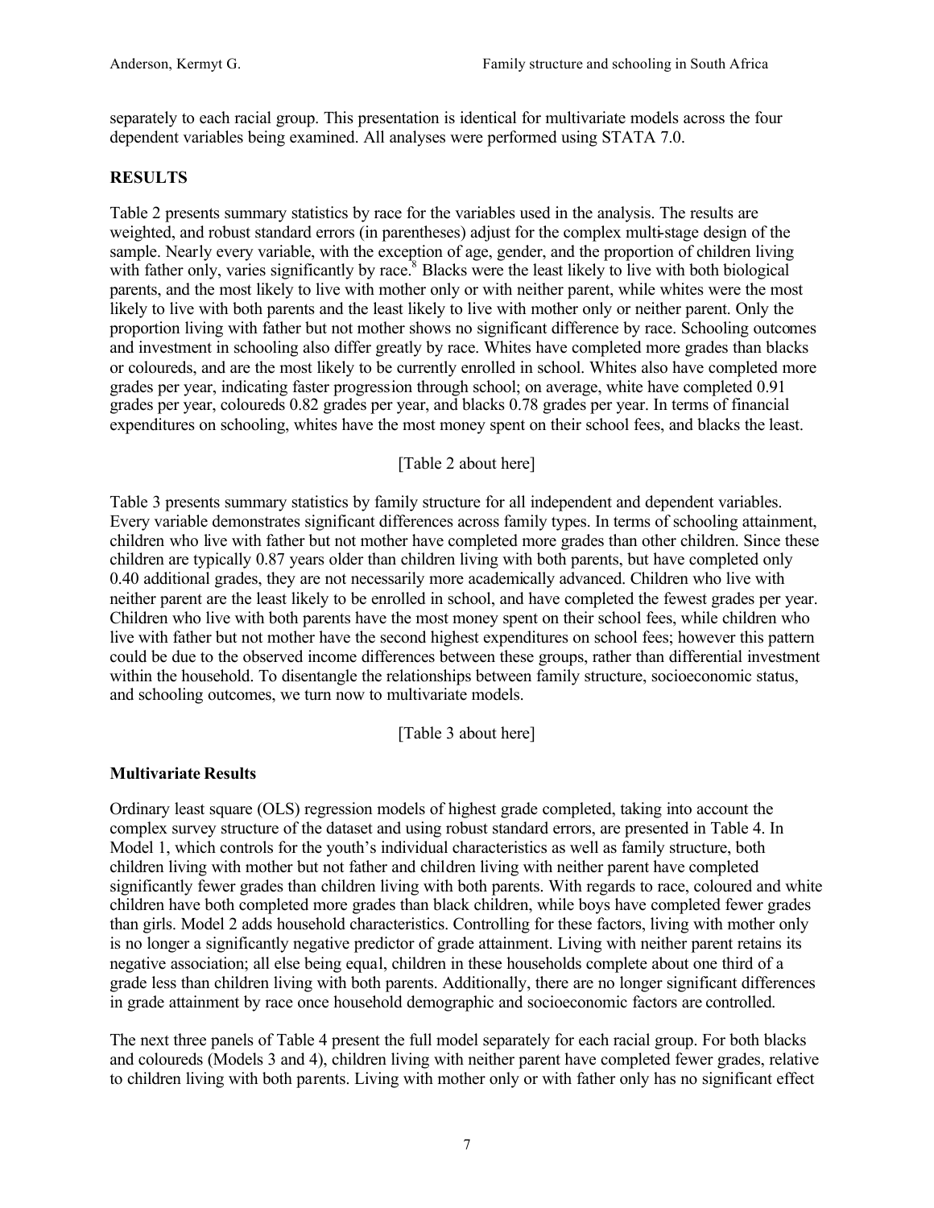separately to each racial group. This presentation is identical for multivariate models across the four dependent variables being examined. All analyses were performed using STATA 7.0.

## RESULTS

Table 2 presents summary statistics by race for the variables used in the analysis. The results are weighted, and robust standard errors (in parentheses) adjust for the complex multi-stage design of the sample. Nearly every variable, with the exception of age, gender, and the proportion of children living with father only, varies significantly by race.[8] Blacks were the least likely to live with both biological parents, and the most likely to live with mother only or with neither parent, while whites were the most likely to live with both parents and the least likely to live with mother only or neither parent. Only the proportion living with father but not mother shows no significant difference by race. Schooling outcomes and investment in schooling also differ greatly by race. Whites have completed more grades than blacks or coloureds, and are the most likely to be currently enrolled in school. Whites also have completed more grades per year, indicating faster progression through school; on average, white have completed 0.91 grades per year, coloureds 0.82 grades per year, and blacks 0.78 grades per year. In terms of financial expenditures on schooling, whites have the most money spent on their school fees, and blacks the least.

[Table 2 about here]

Table 3 presents summary statistics by family structure for all independent and dependent variables. Every variable demonstrates significant differences across family types. In terms of schooling attainment, children who live with father but not mother have completed more grades than other children. Since these children are typically 0.87 years older than children living with both parents, but have completed only 0.40 additional grades, they are not necessarily more academically advanced. Children who live with neither parent are the least likely to be enrolled in school, and have completed the fewest grades per year. Children who live with both parents have the most money spent on their school fees, while children who live with father but not mother have the second highest expenditures on school fees; however this pattern could be due to the observed income differences between these groups, rather than differential investment within the household. To disentangle the relationships between family structure, socioeconomic status, and schooling outcomes, we turn now to multivariate models.

[Table 3 about here]

### Multivariate Results

Ordinary least square (OLS) regression models of highest grade completed, taking into account the complex survey structure of the dataset and using robust standard errors, are presented in Table 4. In Model 1, which controls for the youth's individual characteristics as well as family structure, both children living with mother but not father and children living with neither parent have completed significantly fewer grades than children living with both parents. With regards to race, coloured and white children have both completed more grades than black children, while boys have completed fewer grades than girls. Model 2 adds household characteristics. Controlling for these factors, living with mother only is no longer a significantly negative predictor of grade attainment. Living with neither parent retains its negative association; all else being equal, children in these households complete about one third of a grade less than children living with both parents. Additionally, there are no longer significant differences in grade attainment by race once household demographic and socioeconomic factors are controlled.

The next three panels of Table 4 present the full model separately for each racial group. For both blacks and coloureds (Models 3 and 4), children living with neither parent have completed fewer grades, relative to children living with both parents. Living with mother only or with father only has no significant effect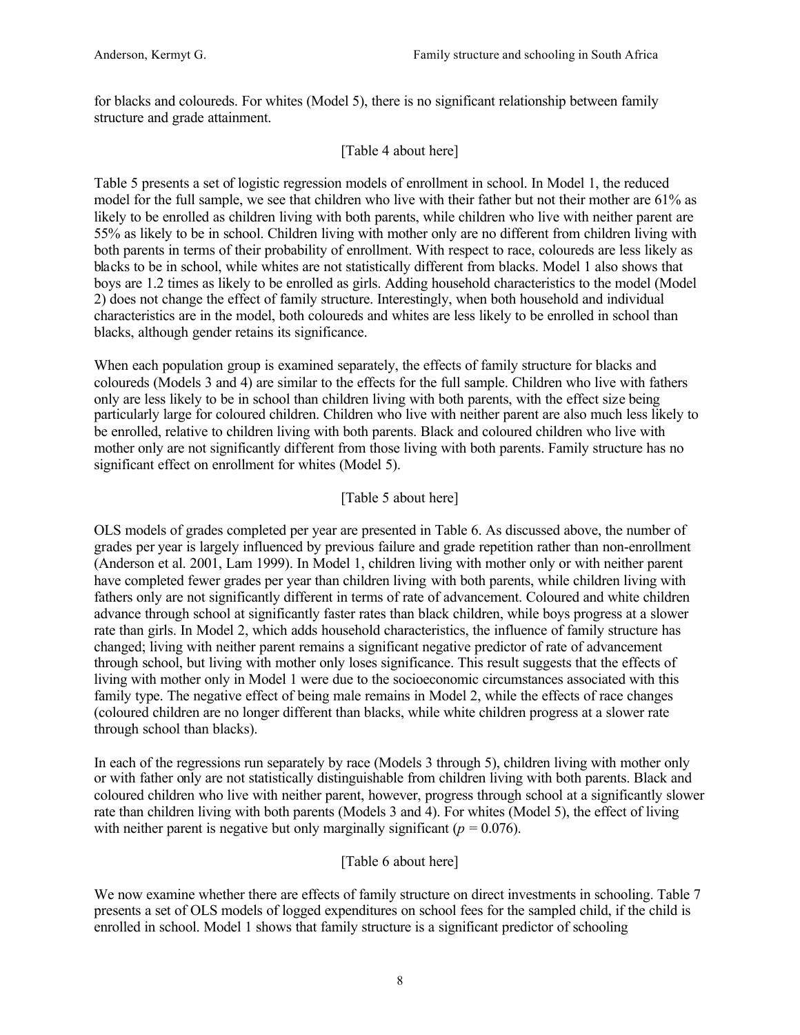for blacks and coloureds. For whites (Model 5), there is no significant relationship between family structure and grade attainment.

[Table 4 about here]

Table 5 presents a set of logistic regression models of enrollment in school. In Model 1, the reduced model for the full sample, we see that children who live with their father but not their mother are 61% as likely to be enrolled as children living with both parents, while children who live with neither parent are 55% as likely to be in school. Children living with mother only are no different from children living with both parents in terms of their probability of enrollment. With respect to race, coloureds are less likely as blacks to be in school, while whites are not statistically different from blacks. Model 1 also shows that boys are 1.2 times as likely to be enrolled as girls. Adding household characteristics to the model (Model 2) does not change the effect of family structure. Interestingly, when both household and individual characteristics are in the model, both coloureds and whites are less likely to be enrolled in school than blacks, although gender retains its significance.

When each population group is examined separately, the effects of family structure for blacks and coloureds (Models 3 and 4) are similar to the effects for the full sample. Children who live with fathers only are less likely to be in school than children living with both parents, with the effect size being particularly large for coloured children. Children who live with neither parent are also much less likely to be enrolled, relative to children living with both parents. Black and coloured children who live with mother only are not significantly different from those living with both parents. Family structure has no significant effect on enrollment for whites (Model 5).

[Table 5 about here]

OLS models of grades completed per year are presented in Table 6. As discussed above, the number of grades per year is largely influenced by previous failure and grade repetition rather than non-enrollment (Anderson et al. 2001, Lam 1999). In Model 1, children living with mother only or with neither parent have completed fewer grades per year than children living with both parents, while children living with fathers only are not significantly different in terms of rate of advancement. Coloured and white children advance through school at significantly faster rates than black children, while boys progress at a slower rate than girls. In Model 2, which adds household characteristics, the influence of family structure has changed; living with neither parent remains a significant negative predictor of rate of advancement through school, but living with mother only loses significance. This result suggests that the effects of living with mother only in Model 1 were due to the socioeconomic circumstances associated with this family type. The negative effect of being male remains in Model 2, while the effects of race changes (coloured children are no longer different than blacks, while white children progress at a slower rate through school than blacks).

In each of the regressions run separately by race (Models 3 through 5), children living with mother only or with father only are not statistically distinguishable from children living with both parents. Black and coloured children who live with neither parent, however, progress through school at a significantly slower rate than children living with both parents (Models 3 and 4). For whites (Model 5), the effect of living with neither parent is negative but only marginally significant ($p = 0.076$).

[Table 6 about here]

We now examine whether there are effects of family structure on direct investments in schooling. Table 7 presents a set of OLS models of logged expenditures on school fees for the sampled child, if the child is enrolled in school. Model 1 shows that family structure is a significant predictor of schooling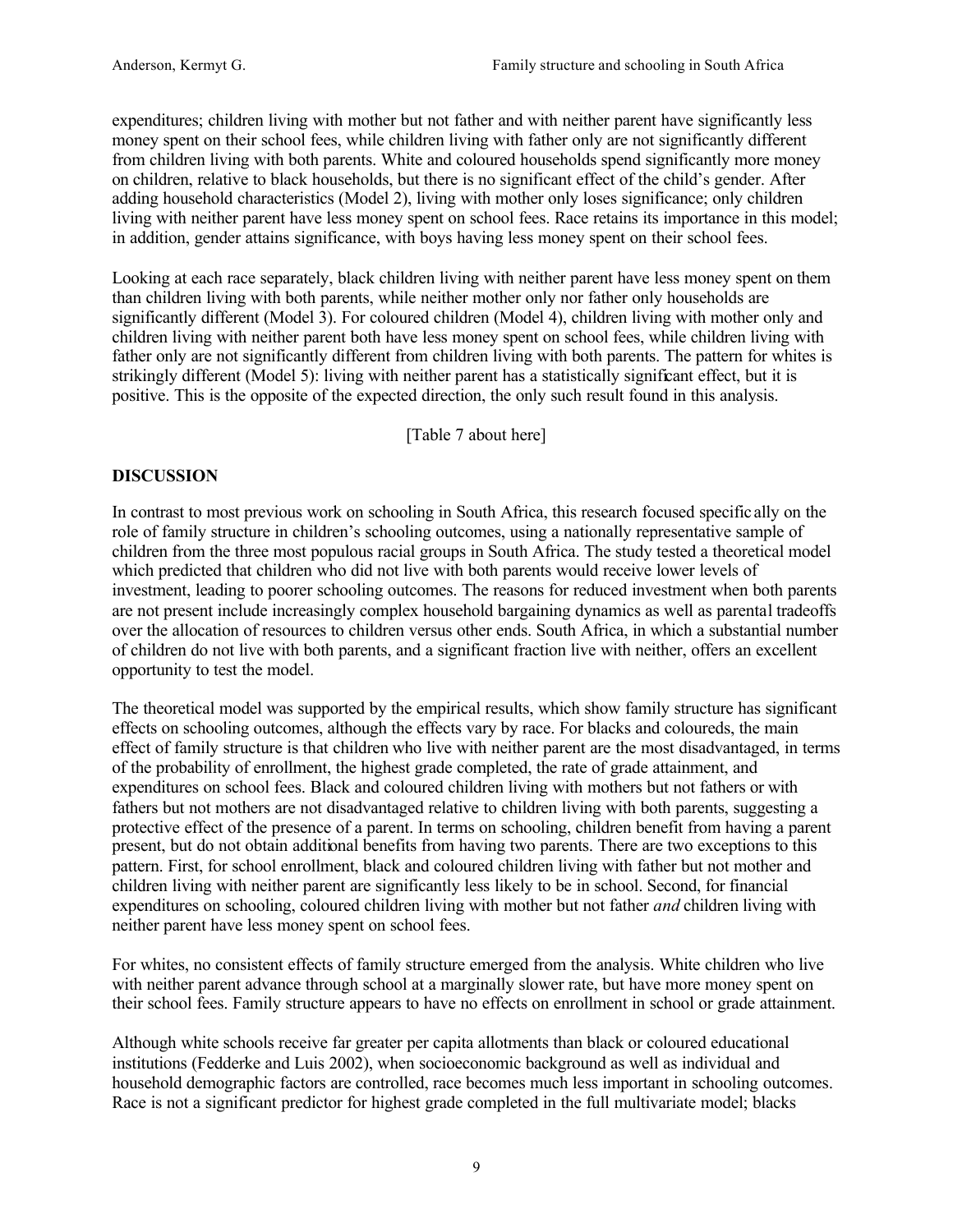expenditures; children living with mother but not father and with neither parent have significantly less money spent on their school fees, while children living with father only are not significantly different from children living with both parents. White and coloured households spend significantly more money on children, relative to black households, but there is no significant effect of the child's gender. After adding household characteristics (Model 2), living with mother only loses significance; only children living with neither parent have less money spent on school fees. Race retains its importance in this model; in addition, gender attains significance, with boys having less money spent on their school fees.

Looking at each race separately, black children living with neither parent have less money spent on them than children living with both parents, while neither mother only nor father only households are significantly different (Model 3). For coloured children (Model 4), children living with mother only and children living with neither parent both have less money spent on school fees, while children living with father only are not significantly different from children living with both parents. The pattern for whites is strikingly different (Model 5): living with neither parent has a statistically significant effect, but it is positive. This is the opposite of the expected direction, the only such result found in this analysis.

[Table 7 about here]

## DISCUSSION

In contrast to most previous work on schooling in South Africa, this research focused specifically on the role of family structure in children's schooling outcomes, using a nationally representative sample of children from the three most populous racial groups in South Africa. The study tested a theoretical model which predicted that children who did not live with both parents would receive lower levels of investment, leading to poorer schooling outcomes. The reasons for reduced investment when both parents are not present include increasingly complex household bargaining dynamics as well as parental tradeoffs over the allocation of resources to children versus other ends. South Africa, in which a substantial number of children do not live with both parents, and a significant fraction live with neither, offers an excellent opportunity to test the model.

The theoretical model was supported by the empirical results, which show family structure has significant effects on schooling outcomes, although the effects vary by race. For blacks and coloureds, the main effect of family structure is that children who live with neither parent are the most disadvantaged, in terms of the probability of enrollment, the highest grade completed, the rate of grade attainment, and expenditures on school fees. Black and coloured children living with mothers but not fathers or with fathers but not mothers are not disadvantaged relative to children living with both parents, suggesting a protective effect of the presence of a parent. In terms on schooling, children benefit from having a parent present, but do not obtain additional benefits from having two parents. There are two exceptions to this pattern. First, for school enrollment, black and coloured children living with father but not mother and children living with neither parent are significantly less likely to be in school. Second, for financial expenditures on schooling, coloured children living with mother but not father *and* children living with neither parent have less money spent on school fees.

For whites, no consistent effects of family structure emerged from the analysis. White children who live with neither parent advance through school at a marginally slower rate, but have more money spent on their school fees. Family structure appears to have no effects on enrollment in school or grade attainment.

Although white schools receive far greater per capita allotments than black or coloured educational institutions (Fedderke and Luis 2002), when socioeconomic background as well as individual and household demographic factors are controlled, race becomes much less important in schooling outcomes. Race is not a significant predictor for highest grade completed in the full multivariate model; blacks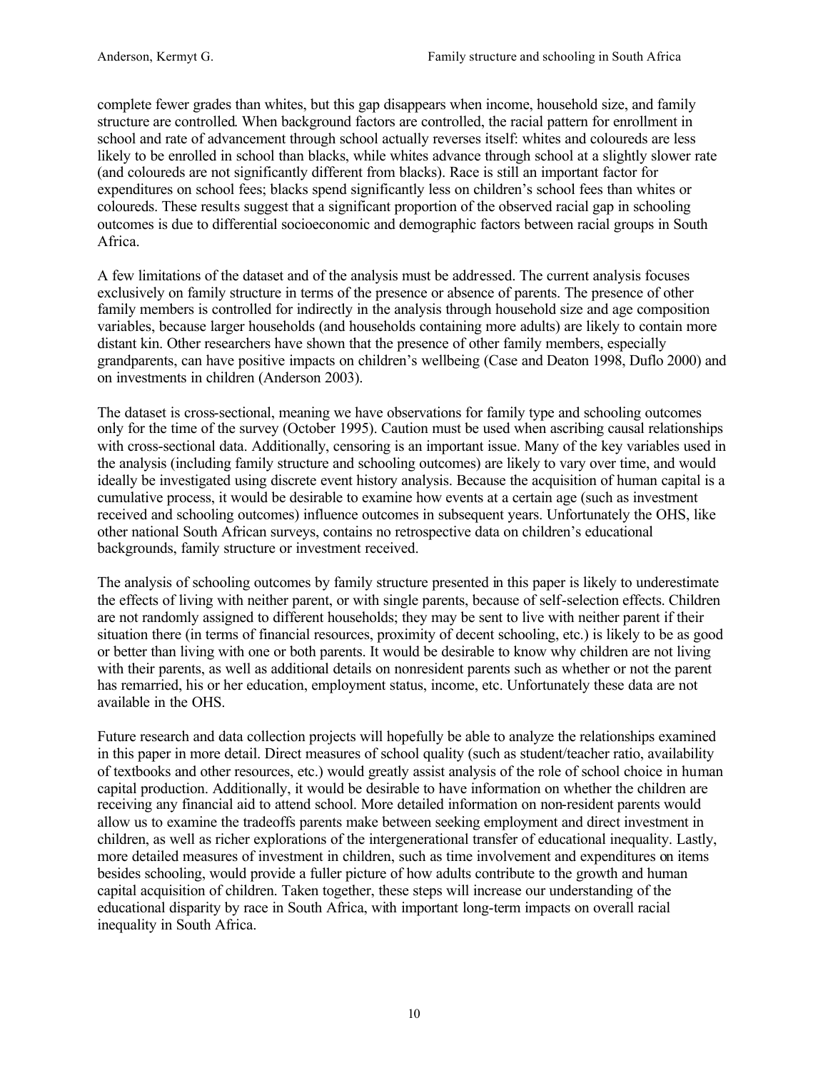complete fewer grades than whites, but this gap disappears when income, household size, and family structure are controlled. When background factors are controlled, the racial pattern for enrollment in school and rate of advancement through school actually reverses itself: whites and coloureds are less likely to be enrolled in school than blacks, while whites advance through school at a slightly slower rate (and coloureds are not significantly different from blacks). Race is still an important factor for expenditures on school fees; blacks spend significantly less on children's school fees than whites or coloureds. These results suggest that a significant proportion of the observed racial gap in schooling outcomes is due to differential socioeconomic and demographic factors between racial groups in South Africa.

A few limitations of the dataset and of the analysis must be addressed. The current analysis focuses exclusively on family structure in terms of the presence or absence of parents. The presence of other family members is controlled for indirectly in the analysis through household size and age composition variables, because larger households (and households containing more adults) are likely to contain more distant kin. Other researchers have shown that the presence of other family members, especially grandparents, can have positive impacts on children's wellbeing (Case and Deaton 1998, Duflo 2000) and on investments in children (Anderson 2003).

The dataset is cross-sectional, meaning we have observations for family type and schooling outcomes only for the time of the survey (October 1995). Caution must be used when ascribing causal relationships with cross-sectional data. Additionally, censoring is an important issue. Many of the key variables used in the analysis (including family structure and schooling outcomes) are likely to vary over time, and would ideally be investigated using discrete event history analysis. Because the acquisition of human capital is a cumulative process, it would be desirable to examine how events at a certain age (such as investment received and schooling outcomes) influence outcomes in subsequent years. Unfortunately the OHS, like other national South African surveys, contains no retrospective data on children's educational backgrounds, family structure or investment received.

The analysis of schooling outcomes by family structure presented in this paper is likely to underestimate the effects of living with neither parent, or with single parents, because of self-selection effects. Children are not randomly assigned to different households; they may be sent to live with neither parent if their situation there (in terms of financial resources, proximity of decent schooling, etc.) is likely to be as good or better than living with one or both parents. It would be desirable to know why children are not living with their parents, as well as additional details on nonresident parents such as whether or not the parent has remarried, his or her education, employment status, income, etc. Unfortunately these data are not available in the OHS.

Future research and data collection projects will hopefully be able to analyze the relationships examined in this paper in more detail. Direct measures of school quality (such as student/teacher ratio, availability of textbooks and other resources, etc.) would greatly assist analysis of the role of school choice in human capital production. Additionally, it would be desirable to have information on whether the children are receiving any financial aid to attend school. More detailed information on non-resident parents would allow us to examine the tradeoffs parents make between seeking employment and direct investment in children, as well as richer explorations of the intergenerational transfer of educational inequality. Lastly, more detailed measures of investment in children, such as time involvement and expenditures on items besides schooling, would provide a fuller picture of how adults contribute to the growth and human capital acquisition of children. Taken together, these steps will increase our understanding of the educational disparity by race in South Africa, with important long-term impacts on overall racial inequality in South Africa.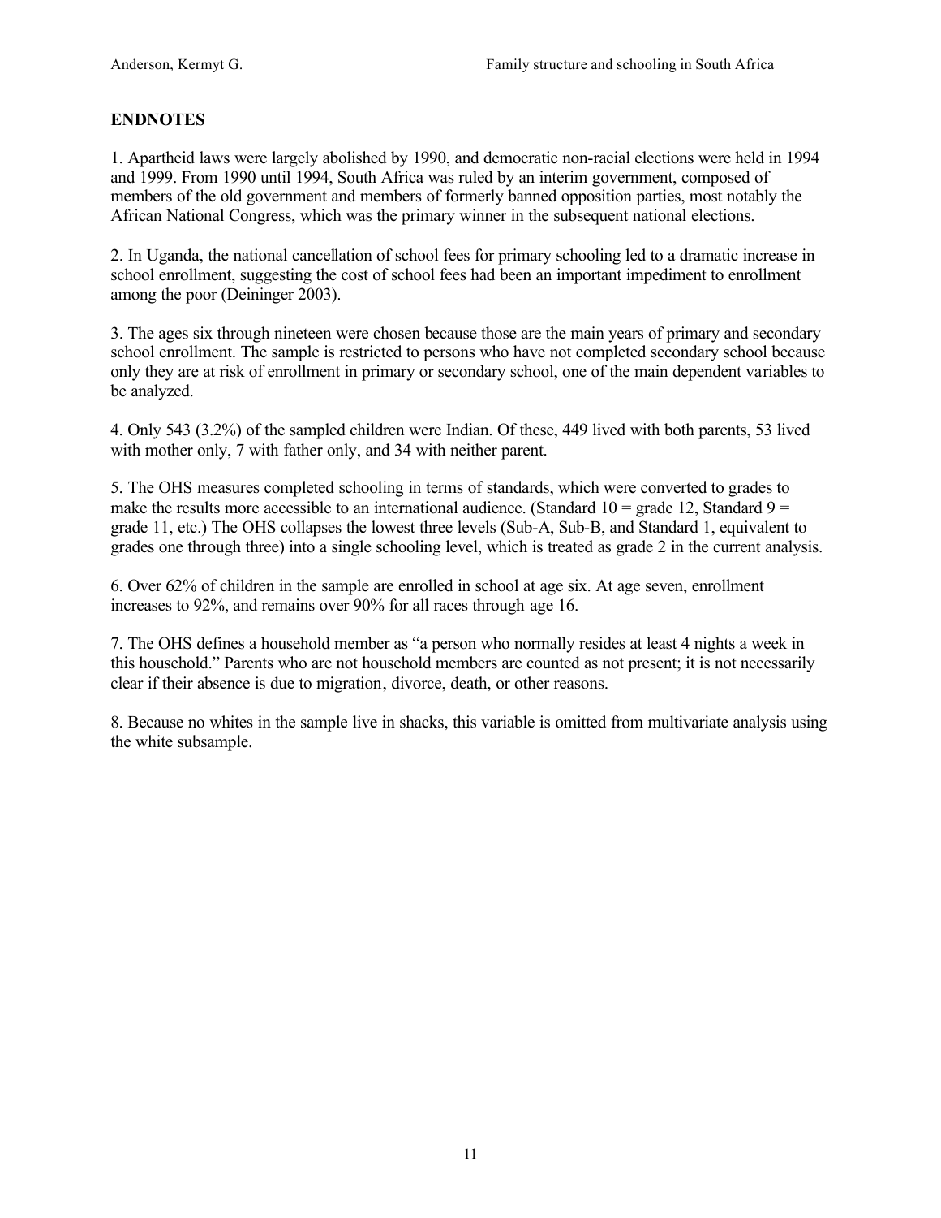## ENDNOTES

1. Apartheid laws were largely abolished by 1990, and democratic non-racial elections were held in 1994 and 1999. From 1990 until 1994, South Africa was ruled by an interim government, composed of members of the old government and members of formerly banned opposition parties, most notably the African National Congress, which was the primary winner in the subsequent national elections.

2. In Uganda, the national cancellation of school fees for primary schooling led to a dramatic increase in school enrollment, suggesting the cost of school fees had been an important impediment to enrollment among the poor (Deininger 2003).

3. The ages six through nineteen were chosen because those are the main years of primary and secondary school enrollment. The sample is restricted to persons who have not completed secondary school because only they are at risk of enrollment in primary or secondary school, one of the main dependent variables to be analyzed.

4. Only 543 (3.2%) of the sampled children were Indian. Of these, 449 lived with both parents, 53 lived with mother only, 7 with father only, and 34 with neither parent.

5. The OHS measures completed schooling in terms of standards, which were converted to grades to make the results more accessible to an international audience. (Standard 10 = grade 12, Standard 9 = grade 11, etc.) The OHS collapses the lowest three levels (Sub-A, Sub-B, and Standard 1, equivalent to grades one through three) into a single schooling level, which is treated as grade 2 in the current analysis.

6. Over 62% of children in the sample are enrolled in school at age six. At age seven, enrollment increases to 92%, and remains over 90% for all races through age 16.

7. The OHS defines a household member as "a person who normally resides at least 4 nights a week in this household." Parents who are not household members are counted as not present; it is not necessarily clear if their absence is due to migration, divorce, death, or other reasons.

8. Because no whites in the sample live in shacks, this variable is omitted from multivariate analysis using the white subsample.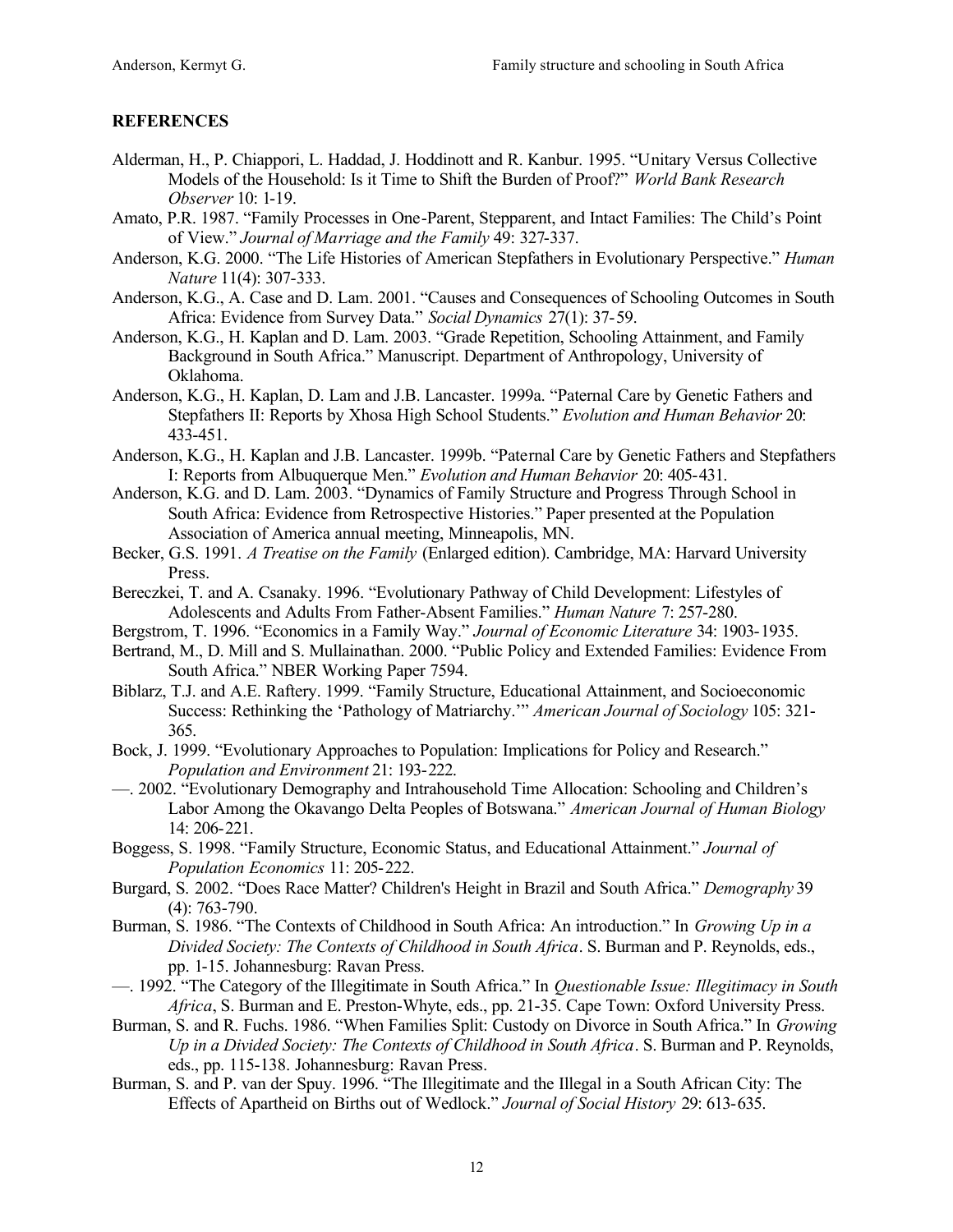## REFERENCES

Alderman, H., P. Chiappori, L. Haddad, J. Hoddinott and R. Kanbur. 1995. "Unitary Versus Collective Models of the Household: Is it Time to Shift the Burden of Proof?" *World Bank Research Observer* 10: 1-19.

Amato, P.R. 1987. "Family Processes in One-Parent, Stepparent, and Intact Families: The Child's Point of View." *Journal of Marriage and the Family* 49: 327-337.

Anderson, K.G. 2000. "The Life Histories of American Stepfathers in Evolutionary Perspective." *Human Nature* 11(4): 307-333.

Anderson, K.G., A. Case and D. Lam. 2001. "Causes and Consequences of Schooling Outcomes in South Africa: Evidence from Survey Data." *Social Dynamics* 27(1): 37-59.

Anderson, K.G., H. Kaplan and D. Lam. 2003. "Grade Repetition, Schooling Attainment, and Family Background in South Africa." Manuscript. Department of Anthropology, University of Oklahoma.

Anderson, K.G., H. Kaplan, D. Lam and J.B. Lancaster. 1999a. "Paternal Care by Genetic Fathers and Stepfathers II: Reports by Xhosa High School Students." *Evolution and Human Behavior* 20: 433-451.

Anderson, K.G., H. Kaplan and J.B. Lancaster. 1999b. "Paternal Care by Genetic Fathers and Stepfathers I: Reports from Albuquerque Men." *Evolution and Human Behavior* 20: 405-431.

Anderson, K.G. and D. Lam. 2003. "Dynamics of Family Structure and Progress Through School in South Africa: Evidence from Retrospective Histories." Paper presented at the Population Association of America annual meeting, Minneapolis, MN.

Becker, G.S. 1991. *A Treatise on the Family* (Enlarged edition). Cambridge, MA: Harvard University Press.

Bereczkei, T. and A. Csanaky. 1996. "Evolutionary Pathway of Child Development: Lifestyles of Adolescents and Adults From Father-Absent Families." *Human Nature* 7: 257-280.

Bergstrom, T. 1996. "Economics in a Family Way." *Journal of Economic Literature* 34: 1903-1935.

Bertrand, M., D. Mill and S. Mullainathan. 2000. "Public Policy and Extended Families: Evidence From South Africa." NBER Working Paper 7594.

Biblarz, T.J. and A.E. Raftery. 1999. "Family Structure, Educational Attainment, and Socioeconomic Success: Rethinking the 'Pathology of Matriarchy.'" *American Journal of Sociology* 105: 321-365.

Bock, J. 1999. "Evolutionary Approaches to Population: Implications for Policy and Research." *Population and Environment* 21: 193-222.

—. 2002. "Evolutionary Demography and Intrahousehold Time Allocation: Schooling and Children's Labor Among the Okavango Delta Peoples of Botswana." *American Journal of Human Biology* 14: 206-221.

Boggess, S. 1998. "Family Structure, Economic Status, and Educational Attainment." *Journal of Population Economics* 11: 205-222.

Burgard, S. 2002. "Does Race Matter? Children's Height in Brazil and South Africa." *Demography* 39 (4): 763-790.

Burman, S. 1986. "The Contexts of Childhood in South Africa: An introduction." In *Growing Up in a Divided Society: The Contexts of Childhood in South Africa*. S. Burman and P. Reynolds, eds., pp. 1-15. Johannesburg: Ravan Press.

—. 1992. "The Category of the Illegitimate in South Africa." In *Questionable Issue: Illegitimacy in South Africa*, S. Burman and E. Preston-Whyte, eds., pp. 21-35. Cape Town: Oxford University Press.

Burman, S. and R. Fuchs. 1986. "When Families Split: Custody on Divorce in South Africa." In *Growing Up in a Divided Society: The Contexts of Childhood in South Africa*. S. Burman and P. Reynolds, eds., pp. 115-138. Johannesburg: Ravan Press.

Burman, S. and P. van der Spuy. 1996. "The Illegitimate and the Illegal in a South African City: The Effects of Apartheid on Births out of Wedlock." *Journal of Social History* 29: 613-635.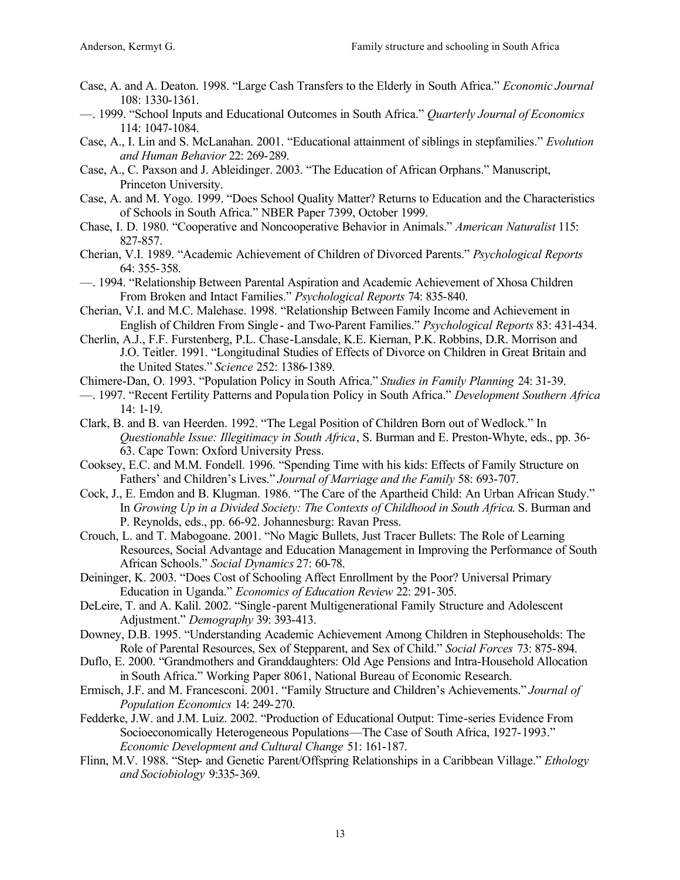Case, A. and A. Deaton. 1998. "Large Cash Transfers to the Elderly in South Africa." *Economic Journal* 108: 1330-1361.

—. 1999. "School Inputs and Educational Outcomes in South Africa." *Quarterly Journal of Economics* 114: 1047-1084.

Case, A., I. Lin and S. McLanahan. 2001. "Educational attainment of siblings in stepfamilies." *Evolution and Human Behavior* 22: 269-289.

Case, A., C. Paxson and J. Ableidinger. 2003. "The Education of African Orphans." Manuscript, Princeton University.

Case, A. and M. Yogo. 1999. "Does School Quality Matter? Returns to Education and the Characteristics of Schools in South Africa." NBER Paper 7399, October 1999.

Chase, I. D. 1980. "Cooperative and Noncooperative Behavior in Animals." *American Naturalist* 115: 827-857.

Cherian, V.I. 1989. "Academic Achievement of Children of Divorced Parents." *Psychological Reports* 64: 355-358.

—. 1994. "Relationship Between Parental Aspiration and Academic Achievement of Xhosa Children From Broken and Intact Families." *Psychological Reports* 74: 835-840.

Cherian, V.I. and M.C. Malehase. 1998. "Relationship Between Family Income and Achievement in English of Children From Single- and Two-Parent Families." *Psychological Reports* 83: 431-434.

Cherlin, A.J., F.F. Furstenberg, P.L. Chase-Lansdale, K.E. Kiernan, P.K. Robbins, D.R. Morrison and J.O. Teitler. 1991. "Longitudinal Studies of Effects of Divorce on Children in Great Britain and the United States." *Science* 252: 1386-1389.

Chimere-Dan, O. 1993. "Population Policy in South Africa." *Studies in Family Planning* 24: 31-39.

—. 1997. "Recent Fertility Patterns and Population Policy in South Africa." *Development Southern Africa* 14: 1-19.

Clark, B. and B. van Heerden. 1992. "The Legal Position of Children Born out of Wedlock." In *Questionable Issue: Illegitimacy in South Africa*, S. Burman and E. Preston-Whyte, eds., pp. 36-63. Cape Town: Oxford University Press.

Cooksey, E.C. and M.M. Fondell. 1996. "Spending Time with his kids: Effects of Family Structure on Fathers' and Children's Lives." *Journal of Marriage and the Family* 58: 693-707.

Cock, J., E. Emdon and B. Klugman. 1986. "The Care of the Apartheid Child: An Urban African Study." In *Growing Up in a Divided Society: The Contexts of Childhood in South Africa*. S. Burman and P. Reynolds, eds., pp. 66-92. Johannesburg: Ravan Press.

Crouch, L. and T. Mabogoane. 2001. "No Magic Bullets, Just Tracer Bullets: The Role of Learning Resources, Social Advantage and Education Management in Improving the Performance of South African Schools." *Social Dynamics* 27: 60-78.

Deininger, K. 2003. "Does Cost of Schooling Affect Enrollment by the Poor? Universal Primary Education in Uganda." *Economics of Education Review* 22: 291-305.

DeLeire, T. and A. Kalil. 2002. "Single-parent Multigenerational Family Structure and Adolescent Adjustment." *Demography* 39: 393-413.

Downey, D.B. 1995. "Understanding Academic Achievement Among Children in Stephouseholds: The Role of Parental Resources, Sex of Stepparent, and Sex of Child." *Social Forces* 73: 875-894.

Duflo, E. 2000. "Grandmothers and Granddaughters: Old Age Pensions and Intra-Household Allocation in South Africa." Working Paper 8061, National Bureau of Economic Research.

Ermisch, J.F. and M. Francesconi. 2001. "Family Structure and Children's Achievements." *Journal of Population Economics* 14: 249-270.

Fedderke, J.W. and J.M. Luiz. 2002. "Production of Educational Output: Time-series Evidence From Socioeconomically Heterogeneous Populations—The Case of South Africa, 1927-1993." *Economic Development and Cultural Change* 51: 161-187.

Flinn, M.V. 1988. "Step- and Genetic Parent/Offspring Relationships in a Caribbean Village." *Ethology and Sociobiology* 9:335-369.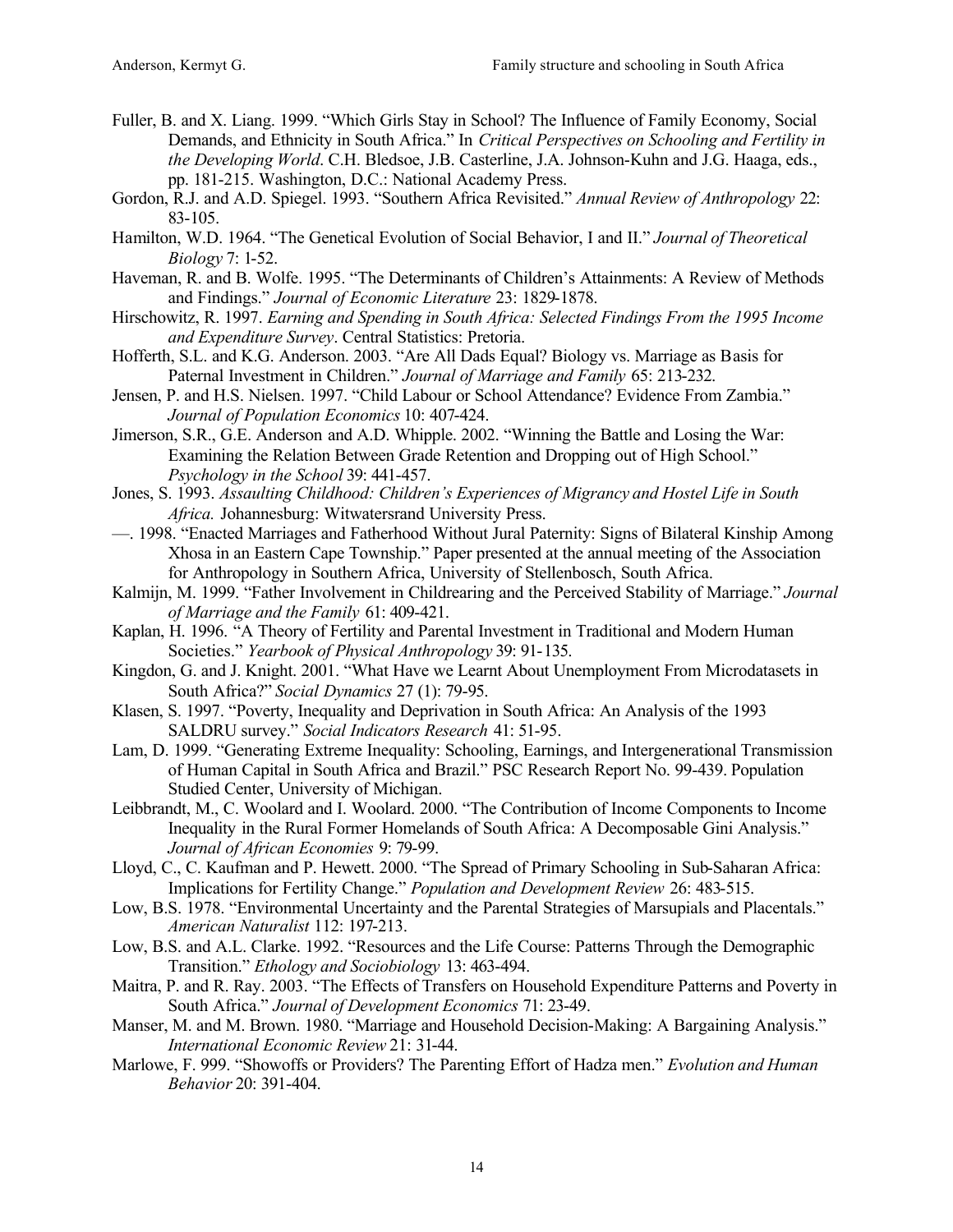Fuller, B. and X. Liang. 1999. "Which Girls Stay in School? The Influence of Family Economy, Social Demands, and Ethnicity in South Africa." In *Critical Perspectives on Schooling and Fertility in the Developing World*. C.H. Bledsoe, J.B. Casterline, J.A. Johnson-Kuhn and J.G. Haaga, eds., pp. 181-215. Washington, D.C.: National Academy Press.

Gordon, R.J. and A.D. Spiegel. 1993. "Southern Africa Revisited." *Annual Review of Anthropology* 22: 83-105.

Hamilton, W.D. 1964. "The Genetical Evolution of Social Behavior, I and II." *Journal of Theoretical Biology* 7: 1-52.

Haveman, R. and B. Wolfe. 1995. "The Determinants of Children's Attainments: A Review of Methods and Findings." *Journal of Economic Literature* 23: 1829-1878.

Hirschowitz, R. 1997. *Earning and Spending in South Africa: Selected Findings From the 1995 Income and Expenditure Survey*. Central Statistics: Pretoria.

Hofferth, S.L. and K.G. Anderson. 2003. "Are All Dads Equal? Biology vs. Marriage as Basis for Paternal Investment in Children." *Journal of Marriage and Family* 65: 213-232.

Jensen, P. and H.S. Nielsen. 1997. "Child Labour or School Attendance? Evidence From Zambia." *Journal of Population Economics* 10: 407-424.

Jimerson, S.R., G.E. Anderson and A.D. Whipple. 2002. "Winning the Battle and Losing the War: Examining the Relation Between Grade Retention and Dropping out of High School." *Psychology in the School* 39: 441-457.

Jones, S. 1993. *Assaulting Childhood: Children's Experiences of Migrancy and Hostel Life in South Africa.* Johannesburg: Witwatersrand University Press.

—. 1998. "Enacted Marriages and Fatherhood Without Jural Paternity: Signs of Bilateral Kinship Among Xhosa in an Eastern Cape Township." Paper presented at the annual meeting of the Association for Anthropology in Southern Africa, University of Stellenbosch, South Africa.

Kalmijn, M. 1999. "Father Involvement in Childrearing and the Perceived Stability of Marriage." *Journal of Marriage and the Family* 61: 409-421.

Kaplan, H. 1996. "A Theory of Fertility and Parental Investment in Traditional and Modern Human Societies." *Yearbook of Physical Anthropology* 39: 91-135.

Kingdon, G. and J. Knight. 2001. "What Have we Learnt About Unemployment From Microdatasets in South Africa?" *Social Dynamics* 27 (1): 79-95.

Klasen, S. 1997. "Poverty, Inequality and Deprivation in South Africa: An Analysis of the 1993 SALDRU survey." *Social Indicators Research* 41: 51-95.

Lam, D. 1999. "Generating Extreme Inequality: Schooling, Earnings, and Intergenerational Transmission of Human Capital in South Africa and Brazil." PSC Research Report No. 99-439. Population Studied Center, University of Michigan.

Leibbrandt, M., C. Woolard and I. Woolard. 2000. "The Contribution of Income Components to Income Inequality in the Rural Former Homelands of South Africa: A Decomposable Gini Analysis." *Journal of African Economies* 9: 79-99.

Lloyd, C., C. Kaufman and P. Hewett. 2000. "The Spread of Primary Schooling in Sub-Saharan Africa: Implications for Fertility Change." *Population and Development Review* 26: 483-515.

Low, B.S. 1978. "Environmental Uncertainty and the Parental Strategies of Marsupials and Placentals." *American Naturalist* 112: 197-213.

Low, B.S. and A.L. Clarke. 1992. "Resources and the Life Course: Patterns Through the Demographic Transition." *Ethology and Sociobiology* 13: 463-494.

Maitra, P. and R. Ray. 2003. "The Effects of Transfers on Household Expenditure Patterns and Poverty in South Africa." *Journal of Development Economics* 71: 23-49.

Manser, M. and M. Brown. 1980. "Marriage and Household Decision-Making: A Bargaining Analysis." *International Economic Review* 21: 31-44.

Marlowe, F. 999. "Showoffs or Providers? The Parenting Effort of Hadza men." *Evolution and Human Behavior* 20: 391-404.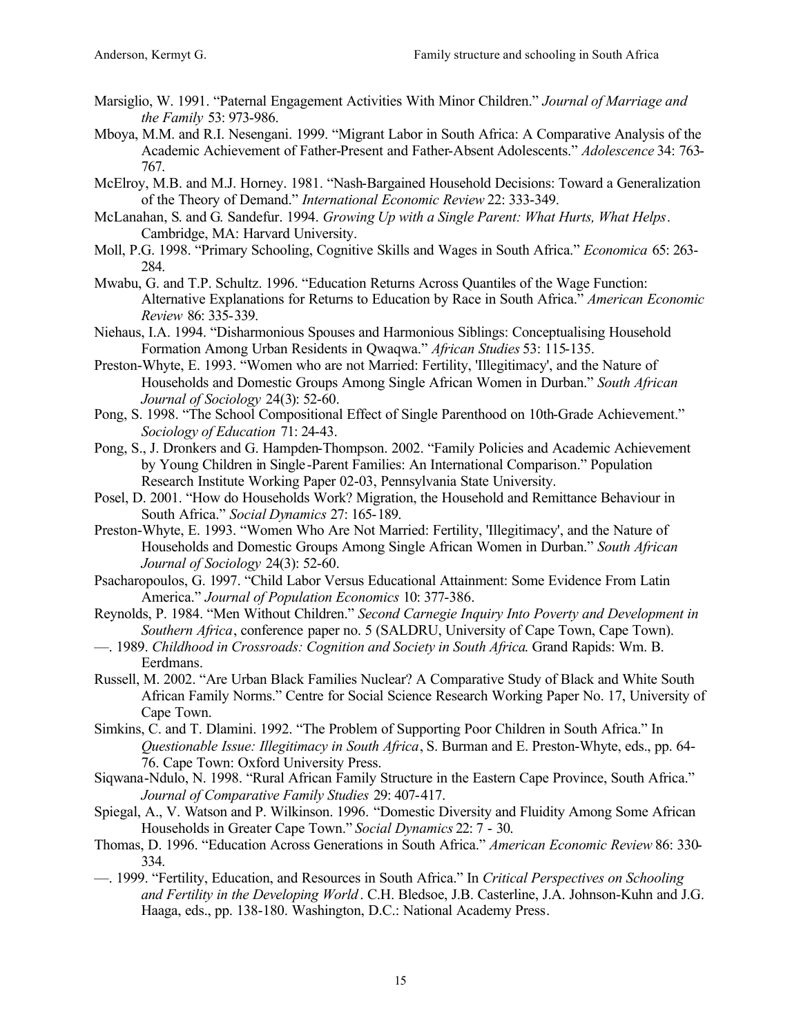Marsiglio, W. 1991. "Paternal Engagement Activities With Minor Children." *Journal of Marriage and the Family* 53: 973-986.

Mboya, M.M. and R.I. Nesengani. 1999. "Migrant Labor in South Africa: A Comparative Analysis of the Academic Achievement of Father-Present and Father-Absent Adolescents." *Adolescence* 34: 763-767.

McElroy, M.B. and M.J. Horney. 1981. "Nash-Bargained Household Decisions: Toward a Generalization of the Theory of Demand." *International Economic Review* 22: 333-349.

McLanahan, S. and G. Sandefur. 1994. *Growing Up with a Single Parent: What Hurts, What Helps*. Cambridge, MA: Harvard University.

Moll, P.G. 1998. "Primary Schooling, Cognitive Skills and Wages in South Africa." *Economica* 65: 263-284.

Mwabu, G. and T.P. Schultz. 1996. "Education Returns Across Quantiles of the Wage Function: Alternative Explanations for Returns to Education by Race in South Africa." *American Economic Review* 86: 335-339.

Niehaus, I.A. 1994. "Disharmonious Spouses and Harmonious Siblings: Conceptualising Household Formation Among Urban Residents in Qwaqwa." *African Studies* 53: 115-135.

Preston-Whyte, E. 1993. "Women who are not Married: Fertility, 'Illegitimacy', and the Nature of Households and Domestic Groups Among Single African Women in Durban." *South African Journal of Sociology* 24(3): 52-60.

Pong, S. 1998. "The School Compositional Effect of Single Parenthood on 10th-Grade Achievement." *Sociology of Education* 71: 24-43.

Pong, S., J. Dronkers and G. Hampden-Thompson. 2002. "Family Policies and Academic Achievement by Young Children in Single-Parent Families: An International Comparison." Population Research Institute Working Paper 02-03, Pennsylvania State University.

Posel, D. 2001. "How do Households Work? Migration, the Household and Remittance Behaviour in South Africa." *Social Dynamics* 27: 165-189.

Preston-Whyte, E. 1993. "Women Who Are Not Married: Fertility, 'Illegitimacy', and the Nature of Households and Domestic Groups Among Single African Women in Durban." *South African Journal of Sociology* 24(3): 52-60.

Psacharopoulos, G. 1997. "Child Labor Versus Educational Attainment: Some Evidence From Latin America." *Journal of Population Economics* 10: 377-386.

Reynolds, P. 1984. "Men Without Children." *Second Carnegie Inquiry Into Poverty and Development in Southern Africa*, conference paper no. 5 (SALDRU, University of Cape Town, Cape Town).

—. 1989. *Childhood in Crossroads: Cognition and Society in South Africa*. Grand Rapids: Wm. B. Eerdmans.

Russell, M. 2002. "Are Urban Black Families Nuclear? A Comparative Study of Black and White South African Family Norms." Centre for Social Science Research Working Paper No. 17, University of Cape Town.

Simkins, C. and T. Dlamini. 1992. "The Problem of Supporting Poor Children in South Africa." In *Questionable Issue: Illegitimacy in South Africa*, S. Burman and E. Preston-Whyte, eds., pp. 64-76. Cape Town: Oxford University Press.

Siqwana-Ndulo, N. 1998. "Rural African Family Structure in the Eastern Cape Province, South Africa." *Journal of Comparative Family Studies* 29: 407-417.

Spiegal, A., V. Watson and P. Wilkinson. 1996. "Domestic Diversity and Fluidity Among Some African Households in Greater Cape Town." *Social Dynamics* 22: 7 - 30.

Thomas, D. 1996. "Education Across Generations in South Africa." *American Economic Review* 86: 330-334.

—. 1999. "Fertility, Education, and Resources in South Africa." In *Critical Perspectives on Schooling and Fertility in the Developing World*. C.H. Bledsoe, J.B. Casterline, J.A. Johnson-Kuhn and J.G. Haaga, eds., pp. 138-180. Washington, D.C.: National Academy Press.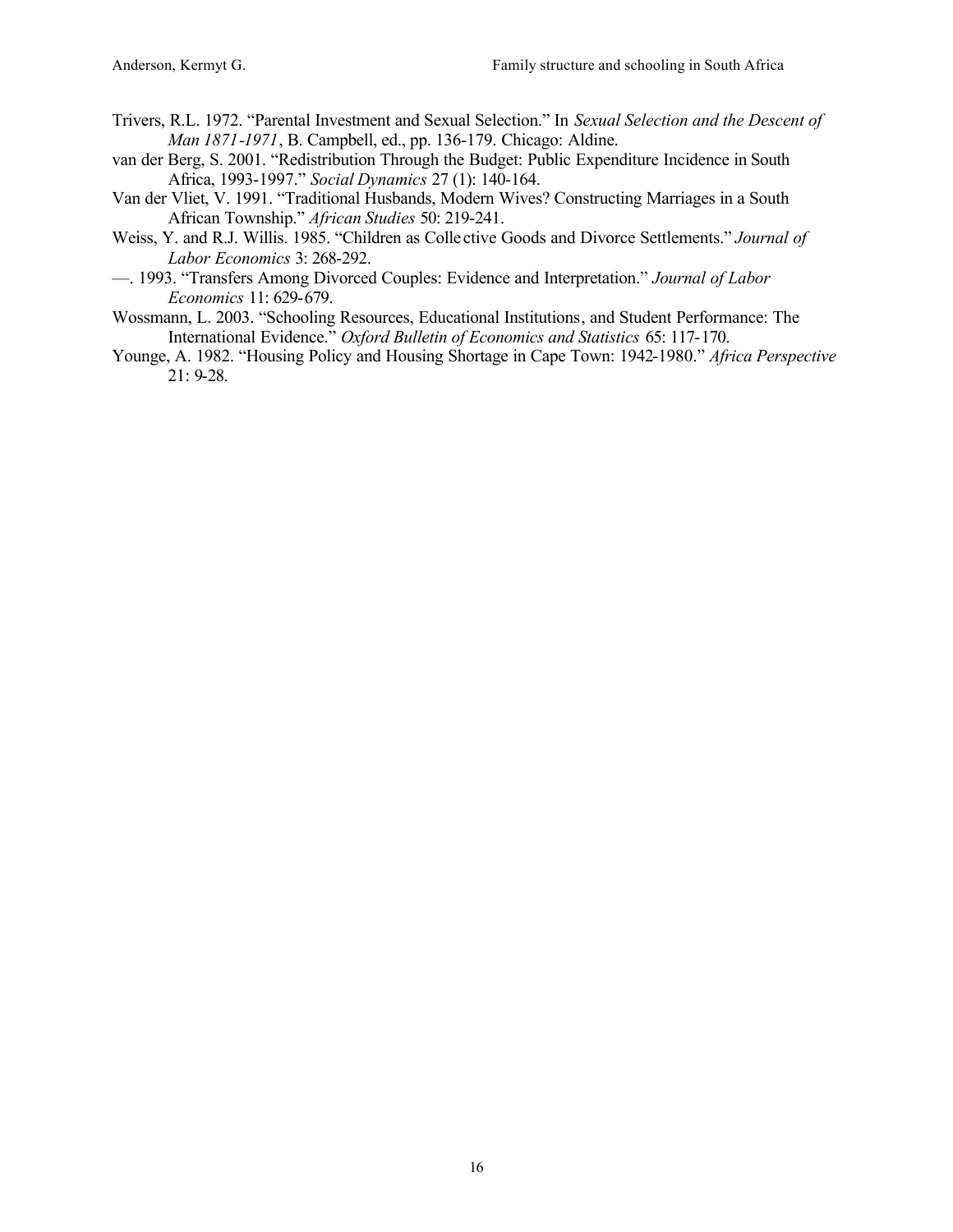Trivers, R.L. 1972. "Parental Investment and Sexual Selection." In *Sexual Selection and the Descent of Man 1871-1971*, B. Campbell, ed., pp. 136-179. Chicago: Aldine.

van der Berg, S. 2001. "Redistribution Through the Budget: Public Expenditure Incidence in South Africa, 1993-1997." *Social Dynamics* 27 (1): 140-164.

Van der Vliet, V. 1991. "Traditional Husbands, Modern Wives? Constructing Marriages in a South African Township." *African Studies* 50: 219-241.

Weiss, Y. and R.J. Willis. 1985. "Children as Collective Goods and Divorce Settlements." *Journal of Labor Economics* 3: 268-292.

—. 1993. "Transfers Among Divorced Couples: Evidence and Interpretation." *Journal of Labor Economics* 11: 629-679.

Wossmann, L. 2003. "Schooling Resources, Educational Institutions, and Student Performance: The International Evidence." *Oxford Bulletin of Economics and Statistics* 65: 117-170.

Younge, A. 1982. "Housing Policy and Housing Shortage in Cape Town: 1942-1980." *Africa Perspective* 21: 9-28.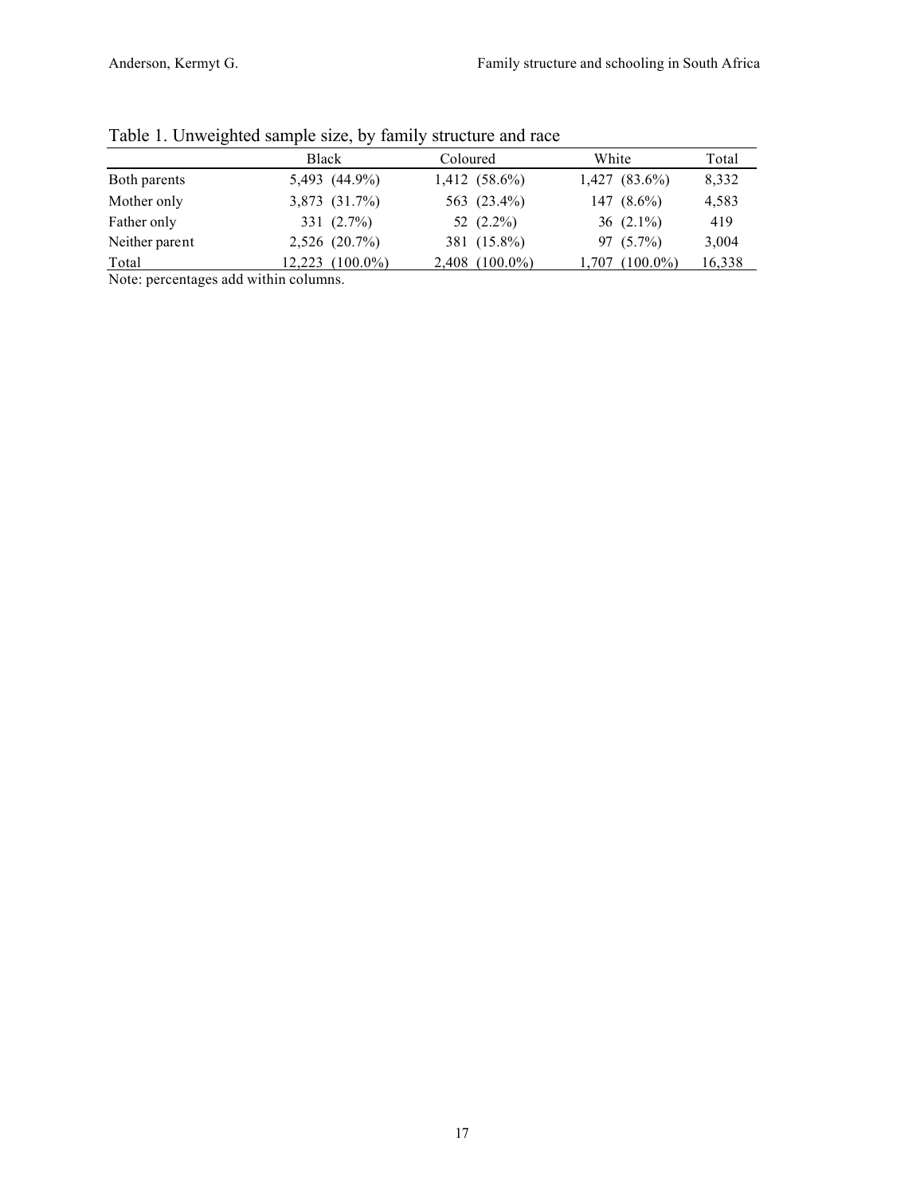Table 1. Unweighted sample size, by family structure and race

| | Black | Coloured | White | Total |
|---|---|---|---|---|
| Both parents | 5,493 (44.9%) | 1,412 (58.6%) | 1,427 (83.6%) | 8,332 |
| Mother only | 3,873 (31.7%) | 563 (23.4%) | 147 (8.6%) | 4,583 |
| Father only | 331 (2.7%) | 52 (2.2%) | 36 (2.1%) | 419 |
| Neither parent | 2,526 (20.7%) | 381 (15.8%) | 97 (5.7%) | 3,004 |
| Total | 12,223 (100.0%) | 2,408 (100.0%) | 1,707 (100.0%) | 16,338 |

Note: percentages add within columns.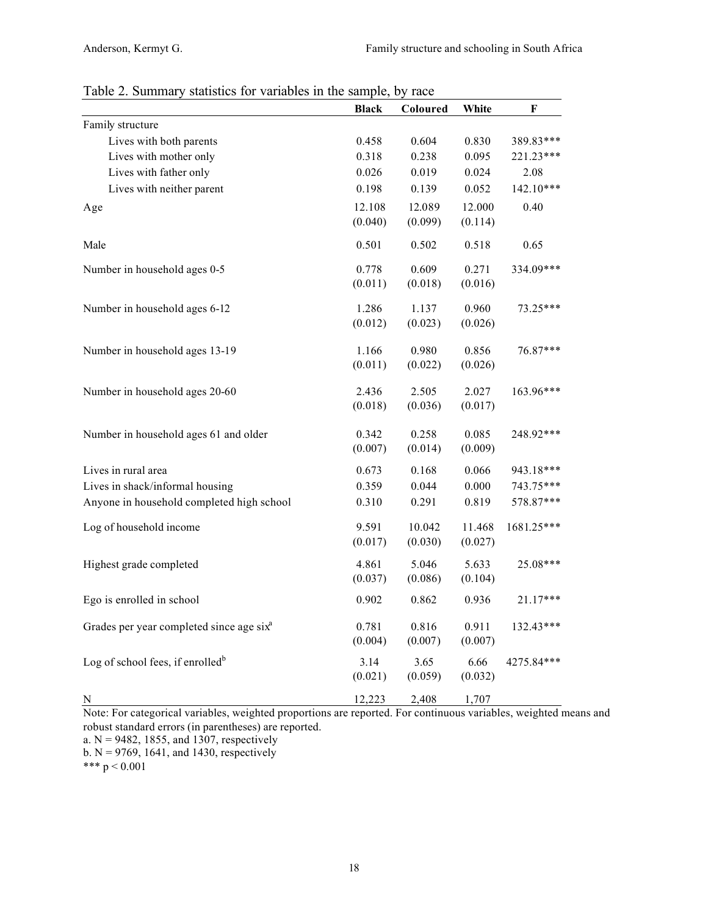Table 2. Summary statistics for variables in the sample, by race

| | Black | Coloured | White | F |
|---|---|---|---|---|
| Family structure | | | | |
| Lives with both parents | 0.458 | 0.604 | 0.830 | 389.83*** |
| Lives with mother only | 0.318 | 0.238 | 0.095 | 221.23*** |
| Lives with father only | 0.026 | 0.019 | 0.024 | 2.08 |
| Lives with neither parent | 0.198 | 0.139 | 0.052 | 142.10*** |
| Age | 12.108 | 12.089 | 12.000 | 0.40 |
| | (0.040) | (0.099) | (0.114) | |
| Male | 0.501 | 0.502 | 0.518 | 0.65 |
| Number in household ages 0-5 | 0.778 | 0.609 | 0.271 | 334.09*** |
| | (0.011) | (0.018) | (0.016) | |
| Number in household ages 6-12 | 1.286 | 1.137 | 0.960 | 73.25*** |
| | (0.012) | (0.023) | (0.026) | |
| Number in household ages 13-19 | 1.166 | 0.980 | 0.856 | 76.87*** |
| | (0.011) | (0.022) | (0.026) | |
| Number in household ages 20-60 | 2.436 | 2.505 | 2.027 | 163.96*** |
| | (0.018) | (0.036) | (0.017) | |
| Number in household ages 61 and older | 0.342 | 0.258 | 0.085 | 248.92*** |
| | (0.007) | (0.014) | (0.009) | |
| Lives in rural area | 0.673 | 0.168 | 0.066 | 943.18*** |
| Lives in shack/informal housing | 0.359 | 0.044 | 0.000 | 743.75*** |
| Anyone in household completed high school | 0.310 | 0.291 | 0.819 | 578.87*** |
| Log of household income | 9.591 | 10.042 | 11.468 | 1681.25*** |
| | (0.017) | (0.030) | (0.027) | |
| Highest grade completed | 4.861 | 5.046 | 5.633 | 25.08*** |
| | (0.037) | (0.086) | (0.104) | |
| Ego is enrolled in school | 0.902 | 0.862 | 0.936 | 21.17*** |
| Grades per year completed since age six[a] | 0.781 | 0.816 | 0.911 | 132.43*** |
| | (0.004) | (0.007) | (0.007) | |
| Log of school fees, if enrolled[b] | 3.14 | 3.65 | 6.66 | 4275.84*** |
| | (0.021) | (0.059) | (0.032) | |
| N | 12,223 | 2,408 | 1,707 | |

Note: For categorical variables, weighted proportions are reported. For continuous variables, weighted means and robust standard errors (in parentheses) are reported.

a. N = 9482, 1855, and 1307, respectively

b. N = 9769, 1641, and 1430, respectively

*** $p < 0.001$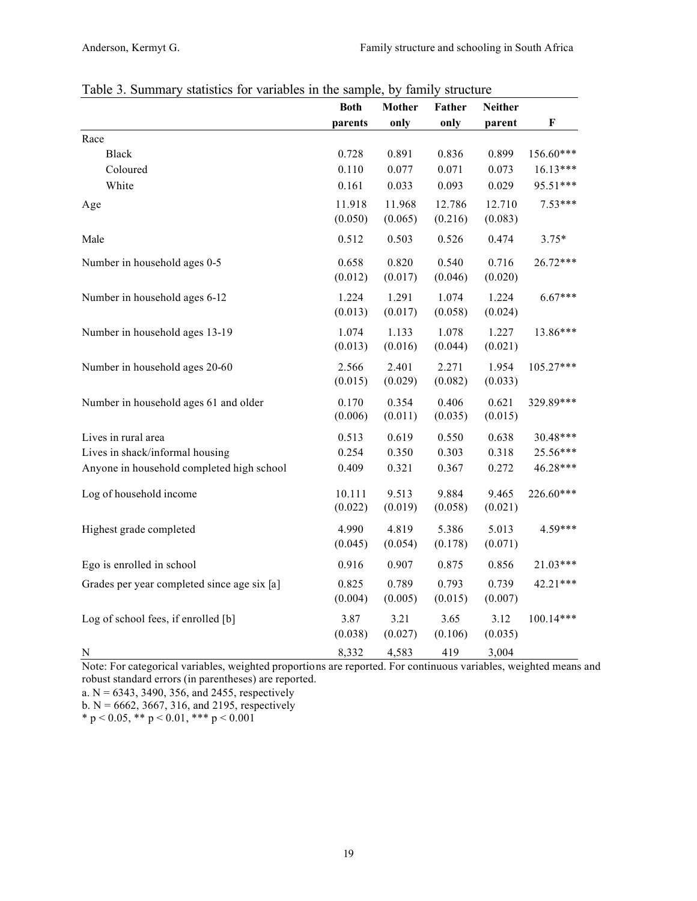Table 3. Summary statistics for variables in the sample, by family structure

| | Both parents | Mother only | Father only | Neither parent | F |
|---|---|---|---|---|---|
| Race | | | | | |
| Black | 0.728 | 0.891 | 0.836 | 0.899 | 156.60*** |
| Coloured | 0.110 | 0.077 | 0.071 | 0.073 | 16.13*** |
| White | 0.161 | 0.033 | 0.093 | 0.029 | 95.51*** |
| Age | 11.918 | 11.968 | 12.786 | 12.710 | 7.53*** |
| | (0.050) | (0.065) | (0.216) | (0.083) | |
| Male | 0.512 | 0.503 | 0.526 | 0.474 | 3.75* |
| Number in household ages 0-5 | 0.658 | 0.820 | 0.540 | 0.716 | 26.72*** |
| | (0.012) | (0.017) | (0.046) | (0.020) | |
| Number in household ages 6-12 | 1.224 | 1.291 | 1.074 | 1.224 | 6.67*** |
| | (0.013) | (0.017) | (0.058) | (0.024) | |
| Number in household ages 13-19 | 1.074 | 1.133 | 1.078 | 1.227 | 13.86*** |
| | (0.013) | (0.016) | (0.044) | (0.021) | |
| Number in household ages 20-60 | 2.566 | 2.401 | 2.271 | 1.954 | 105.27*** |
| | (0.015) | (0.029) | (0.082) | (0.033) | |
| Number in household ages 61 and older | 0.170 | 0.354 | 0.406 | 0.621 | 329.89*** |
| | (0.006) | (0.011) | (0.035) | (0.015) | |
| Lives in rural area | 0.513 | 0.619 | 0.550 | 0.638 | 30.48*** |
| Lives in shack/informal housing | 0.254 | 0.350 | 0.303 | 0.318 | 25.56*** |
| Anyone in household completed high school | 0.409 | 0.321 | 0.367 | 0.272 | 46.28*** |
| Log of household income | 10.111 | 9.513 | 9.884 | 9.465 | 226.60*** |
| | (0.022) | (0.019) | (0.058) | (0.021) | |
| Highest grade completed | 4.990 | 4.819 | 5.386 | 5.013 | 4.59*** |
| | (0.045) | (0.054) | (0.178) | (0.071) | |
| Ego is enrolled in school | 0.916 | 0.907 | 0.875 | 0.856 | 21.03*** |
| Grades per year completed since age six [a] | 0.825 | 0.789 | 0.793 | 0.739 | 42.21*** |
| | (0.004) | (0.005) | (0.015) | (0.007) | |
| Log of school fees, if enrolled [b] | 3.87 | 3.21 | 3.65 | 3.12 | 100.14*** |
| | (0.038) | (0.027) | (0.106) | (0.035) | |
| N | 8,332 | 4,583 | 419 | 3,004 | |

Note: For categorical variables, weighted proportions are reported. For continuous variables, weighted means and robust standard errors (in parentheses) are reported.

a. N = 6343, 3490, 356, and 2455, respectively

b. N = 6662, 3667, 316, and 2195, respectively

* $p < 0.05$, ** $p < 0.01$, *** $p < 0.001$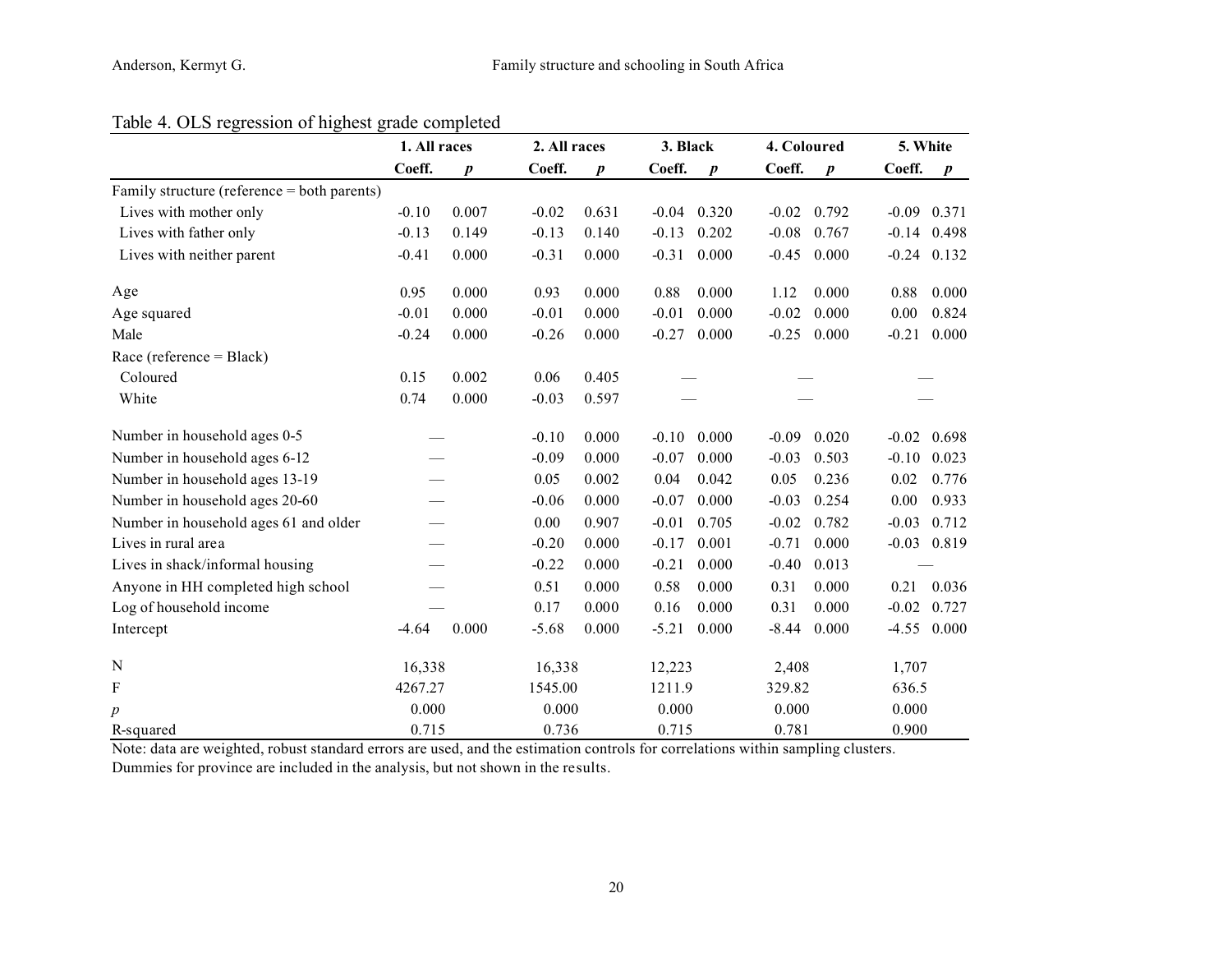Table 4. OLS regression of highest grade completed

| | 1. All races | | 2. All races | | 3. Black | | 4. Coloured | | 5. White | |
|---|---|---|---|---|---|---|---|---|---|---|
| | Coeff. | *p* | Coeff. | *p* | Coeff. | *p* | Coeff. | *p* | Coeff. | *p* |
| Family structure (reference = both parents) | | | | | | | | | | |
| Lives with mother only | -0.10 | 0.007 | -0.02 | 0.631 | -0.04 | 0.320 | -0.02 | 0.792 | -0.09 | 0.371 |
| Lives with father only | -0.13 | 0.149 | -0.13 | 0.140 | -0.13 | 0.202 | -0.08 | 0.767 | -0.14 | 0.498 |
| Lives with neither parent | -0.41 | 0.000 | -0.31 | 0.000 | -0.31 | 0.000 | -0.45 | 0.000 | -0.24 | 0.132 |
| Age | 0.95 | 0.000 | 0.93 | 0.000 | 0.88 | 0.000 | 1.12 | 0.000 | 0.88 | 0.000 |
| Age squared | -0.01 | 0.000 | -0.01 | 0.000 | -0.01 | 0.000 | -0.02 | 0.000 | 0.00 | 0.824 |
| Male | -0.24 | 0.000 | -0.26 | 0.000 | -0.27 | 0.000 | -0.25 | 0.000 | -0.21 | 0.000 |
| Race (reference = Black) | | | | | | | | | | |
| Coloured | 0.15 | 0.002 | 0.06 | 0.405 | — | | — | | — | |
| White | 0.74 | 0.000 | -0.03 | 0.597 | — | | — | | — | |
| Number in household ages 0-5 | — | | -0.10 | 0.000 | -0.10 | 0.000 | -0.09 | 0.020 | -0.02 | 0.698 |
| Number in household ages 6-12 | — | | -0.09 | 0.000 | -0.07 | 0.000 | -0.03 | 0.503 | -0.10 | 0.023 |
| Number in household ages 13-19 | — | | 0.05 | 0.002 | 0.04 | 0.042 | 0.05 | 0.236 | 0.02 | 0.776 |
| Number in household ages 20-60 | — | | -0.06 | 0.000 | -0.07 | 0.000 | -0.03 | 0.254 | 0.00 | 0.933 |
| Number in household ages 61 and older | — | | 0.00 | 0.907 | -0.01 | 0.705 | -0.02 | 0.782 | -0.03 | 0.712 |
| Lives in rural area | — | | -0.20 | 0.000 | -0.17 | 0.001 | -0.71 | 0.000 | -0.03 | 0.819 |
| Lives in shack/informal housing | — | | -0.22 | 0.000 | -0.21 | 0.000 | -0.40 | 0.013 | — | |
| Anyone in HH completed high school | — | | 0.51 | 0.000 | 0.58 | 0.000 | 0.31 | 0.000 | 0.21 | 0.036 |
| Log of household income | — | | 0.17 | 0.000 | 0.16 | 0.000 | 0.31 | 0.000 | -0.02 | 0.727 |
| Intercept | -4.64 | 0.000 | -5.68 | 0.000 | -5.21 | 0.000 | -8.44 | 0.000 | -4.55 | 0.000 |
| N | 16,338 | | 16,338 | | 12,223 | | 2,408 | | 1,707 | |
| F | 4267.27 | | 1545.00 | | 1211.9 | | 329.82 | | 636.5 | |
| *p* | 0.000 | | 0.000 | | 0.000 | | 0.000 | | 0.000 | |
| R-squared | 0.715 | | 0.736 | | 0.715 | | 0.781 | | 0.900 | |

Note: data are weighted, robust standard errors are used, and the estimation controls for correlations within sampling clusters. Dummies for province are included in the analysis, but not shown in the results.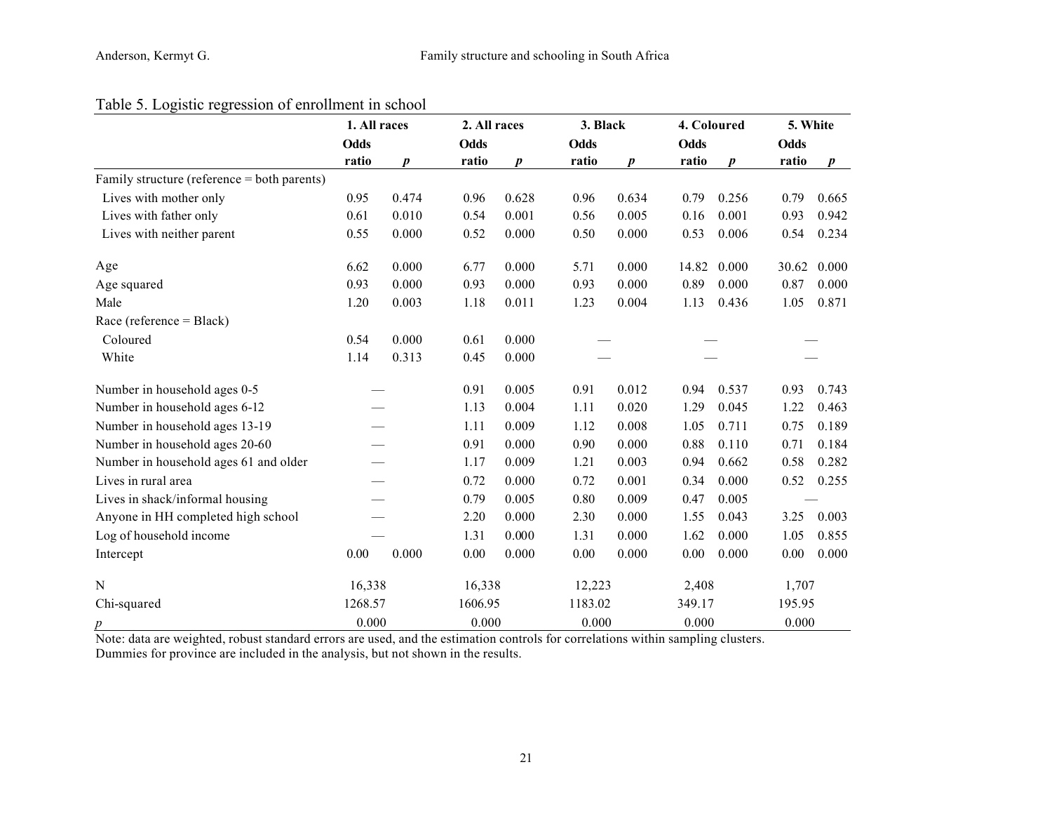Table 5. Logistic regression of enrollment in school

| | 1. All races | | 2. All races | | 3. Black | | 4. Coloured | | 5. White | |
|---|---|---|---|---|---|---|---|---|---|---|
| | **Odds ratio** | ***p*** | **Odds ratio** | ***p*** | **Odds ratio** | ***p*** | **Odds ratio** | ***p*** | **Odds ratio** | ***p*** |
| Family structure (reference = both parents) | | | | | | | | | | |
| Lives with mother only | 0.95 | 0.474 | 0.96 | 0.628 | 0.96 | 0.634 | 0.79 | 0.256 | 0.79 | 0.665 |
| Lives with father only | 0.61 | 0.010 | 0.54 | 0.001 | 0.56 | 0.005 | 0.16 | 0.001 | 0.93 | 0.942 |
| Lives with neither parent | 0.55 | 0.000 | 0.52 | 0.000 | 0.50 | 0.000 | 0.53 | 0.006 | 0.54 | 0.234 |
| Age | 6.62 | 0.000 | 6.77 | 0.000 | 5.71 | 0.000 | 14.82 | 0.000 | 30.62 | 0.000 |
| Age squared | 0.93 | 0.000 | 0.93 | 0.000 | 0.93 | 0.000 | 0.89 | 0.000 | 0.87 | 0.000 |
| Male | 1.20 | 0.003 | 1.18 | 0.011 | 1.23 | 0.004 | 1.13 | 0.436 | 1.05 | 0.871 |
| Race (reference = Black) | | | | | | | | | | |
| Coloured | 0.54 | 0.000 | 0.61 | 0.000 | — | | — | | — | |
| White | 1.14 | 0.313 | 0.45 | 0.000 | — | | — | | — | |
| Number in household ages 0-5 | — | | 0.91 | 0.005 | 0.91 | 0.012 | 0.94 | 0.537 | 0.93 | 0.743 |
| Number in household ages 6-12 | — | | 1.13 | 0.004 | 1.11 | 0.020 | 1.29 | 0.045 | 1.22 | 0.463 |
| Number in household ages 13-19 | — | | 1.11 | 0.009 | 1.12 | 0.008 | 1.05 | 0.711 | 0.75 | 0.189 |
| Number in household ages 20-60 | — | | 0.91 | 0.000 | 0.90 | 0.000 | 0.88 | 0.110 | 0.71 | 0.184 |
| Number in household ages 61 and older | — | | 1.17 | 0.009 | 1.21 | 0.003 | 0.94 | 0.662 | 0.58 | 0.282 |
| Lives in rural area | — | | 0.72 | 0.000 | 0.72 | 0.001 | 0.34 | 0.000 | 0.52 | 0.255 |
| Lives in shack/informal housing | — | | 0.79 | 0.005 | 0.80 | 0.009 | 0.47 | 0.005 | — | |
| Anyone in HH completed high school | — | | 2.20 | 0.000 | 2.30 | 0.000 | 1.55 | 0.043 | 3.25 | 0.003 |
| Log of household income | — | | 1.31 | 0.000 | 1.31 | 0.000 | 1.62 | 0.000 | 1.05 | 0.855 |
| Intercept | 0.00 | 0.000 | 0.00 | 0.000 | 0.00 | 0.000 | 0.00 | 0.000 | 0.00 | 0.000 |
| N | 16,338 | | 16,338 | | 12,223 | | 2,408 | | 1,707 | |
| Chi-squared | 1268.57 | | 1606.95 | | 1183.02 | | 349.17 | | 195.95 | |
| *p* | 0.000 | | 0.000 | | 0.000 | | 0.000 | | 0.000 | |

Note: data are weighted, robust standard errors are used, and the estimation controls for correlations within sampling clusters. Dummies for province are included in the analysis, but not shown in the results.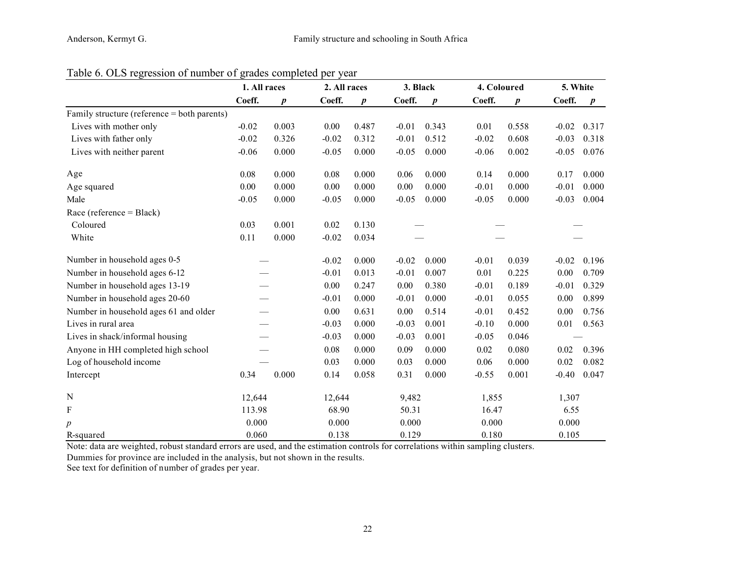Table 6. OLS regression of number of grades completed per year

| | 1. All races | | 2. All races | | 3. Black | | 4. Coloured | | 5. White | |
|---|---|---|---|---|---|---|---|---|---|---|
| | Coeff. | *p* | Coeff. | *p* | Coeff. | *p* | Coeff. | *p* | Coeff. | *p* |
| Family structure (reference = both parents) | | | | | | | | | | |
| Lives with mother only | -0.02 | 0.003 | 0.00 | 0.487 | -0.01 | 0.343 | 0.01 | 0.558 | -0.02 | 0.317 |
| Lives with father only | -0.02 | 0.326 | -0.02 | 0.312 | -0.01 | 0.512 | -0.02 | 0.608 | -0.03 | 0.318 |
| Lives with neither parent | -0.06 | 0.000 | -0.05 | 0.000 | -0.05 | 0.000 | -0.06 | 0.002 | -0.05 | 0.076 |
| Age | 0.08 | 0.000 | 0.08 | 0.000 | 0.06 | 0.000 | 0.14 | 0.000 | 0.17 | 0.000 |
| Age squared | 0.00 | 0.000 | 0.00 | 0.000 | 0.00 | 0.000 | -0.01 | 0.000 | -0.01 | 0.000 |
| Male | -0.05 | 0.000 | -0.05 | 0.000 | -0.05 | 0.000 | -0.05 | 0.000 | -0.03 | 0.004 |
| Race (reference = Black) | | | | | | | | | | |
| Coloured | 0.03 | 0.001 | 0.02 | 0.130 | — | | — | | — | |
| White | 0.11 | 0.000 | -0.02 | 0.034 | — | | — | | — | |
| Number in household ages 0-5 | — | | -0.02 | 0.000 | -0.02 | 0.000 | -0.01 | 0.039 | -0.02 | 0.196 |
| Number in household ages 6-12 | — | | -0.01 | 0.013 | -0.01 | 0.007 | 0.01 | 0.225 | 0.00 | 0.709 |
| Number in household ages 13-19 | — | | 0.00 | 0.247 | 0.00 | 0.380 | -0.01 | 0.189 | -0.01 | 0.329 |
| Number in household ages 20-60 | — | | -0.01 | 0.000 | -0.01 | 0.000 | -0.01 | 0.055 | 0.00 | 0.899 |
| Number in household ages 61 and older | — | | 0.00 | 0.631 | 0.00 | 0.514 | -0.01 | 0.452 | 0.00 | 0.756 |
| Lives in rural area | — | | -0.03 | 0.000 | -0.03 | 0.001 | -0.10 | 0.000 | 0.01 | 0.563 |
| Lives in shack/informal housing | — | | -0.03 | 0.000 | -0.03 | 0.001 | -0.05 | 0.046 | — | |
| Anyone in HH completed high school | — | | 0.08 | 0.000 | 0.09 | 0.000 | 0.02 | 0.080 | 0.02 | 0.396 |
| Log of household income | — | | 0.03 | 0.000 | 0.03 | 0.000 | 0.06 | 0.000 | 0.02 | 0.082 |
| Intercept | 0.34 | 0.000 | 0.14 | 0.058 | 0.31 | 0.000 | -0.55 | 0.001 | -0.40 | 0.047 |
| N | 12,644 | | 12,644 | | 9,482 | | 1,855 | | 1,307 | |
| F | 113.98 | | 68.90 | | 50.31 | | 16.47 | | 6.55 | |
| *p* | 0.000 | | 0.000 | | 0.000 | | 0.000 | | 0.000 | |
| R-squared | 0.060 | | 0.138 | | 0.129 | | 0.180 | | 0.105 | |

Note: data are weighted, robust standard errors are used, and the estimation controls for correlations within sampling clusters.
Dummies for province are included in the analysis, but not shown in the results.
See text for definition of number of grades per year.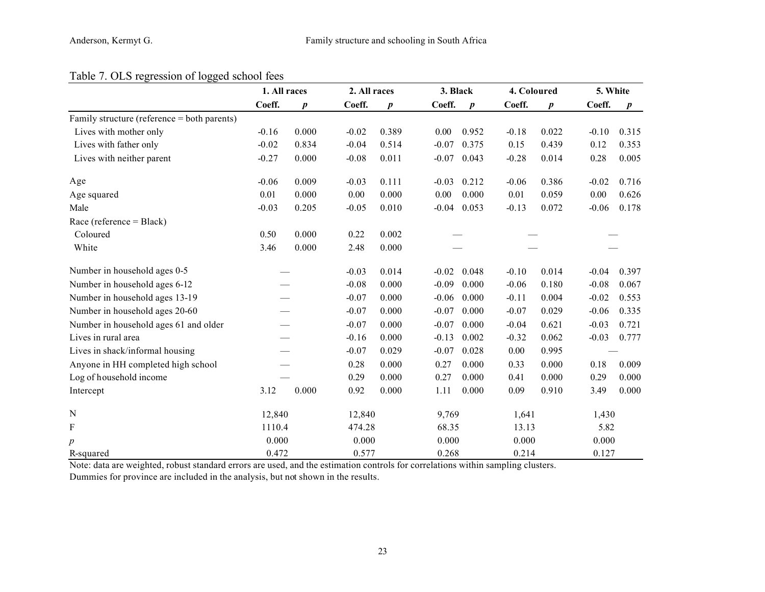Table 7. OLS regression of logged school fees

| | 1. All races | | 2. All races | | 3. Black | | 4. Coloured | | 5. White | |
|---|---|---|---|---|---|---|---|---|---|---|
| | **Coeff.** | ***p*** | **Coeff.** | ***p*** | **Coeff.** | ***p*** | **Coeff.** | ***p*** | **Coeff.** | ***p*** |
| Family structure (reference = both parents) | | | | | | | | | | |
| Lives with mother only | -0.16 | 0.000 | -0.02 | 0.389 | 0.00 | 0.952 | -0.18 | 0.022 | -0.10 | 0.315 |
| Lives with father only | -0.02 | 0.834 | -0.04 | 0.514 | -0.07 | 0.375 | 0.15 | 0.439 | 0.12 | 0.353 |
| Lives with neither parent | -0.27 | 0.000 | -0.08 | 0.011 | -0.07 | 0.043 | -0.28 | 0.014 | 0.28 | 0.005 |
| Age | -0.06 | 0.009 | -0.03 | 0.111 | -0.03 | 0.212 | -0.06 | 0.386 | -0.02 | 0.716 |
| Age squared | 0.01 | 0.000 | 0.00 | 0.000 | 0.00 | 0.000 | 0.01 | 0.059 | 0.00 | 0.626 |
| Male | -0.03 | 0.205 | -0.05 | 0.010 | -0.04 | 0.053 | -0.13 | 0.072 | -0.06 | 0.178 |
| Race (reference = Black) | | | | | | | | | | |
| Coloured | 0.50 | 0.000 | 0.22 | 0.002 | — | | — | | — | |
| White | 3.46 | 0.000 | 2.48 | 0.000 | — | | — | | — | |
| Number in household ages 0-5 | — | | -0.03 | 0.014 | -0.02 | 0.048 | -0.10 | 0.014 | -0.04 | 0.397 |
| Number in household ages 6-12 | — | | -0.08 | 0.000 | -0.09 | 0.000 | -0.06 | 0.180 | -0.08 | 0.067 |
| Number in household ages 13-19 | — | | -0.07 | 0.000 | -0.06 | 0.000 | -0.11 | 0.004 | -0.02 | 0.553 |
| Number in household ages 20-60 | — | | -0.07 | 0.000 | -0.07 | 0.000 | -0.07 | 0.029 | -0.06 | 0.335 |
| Number in household ages 61 and older | — | | -0.07 | 0.000 | -0.07 | 0.000 | -0.04 | 0.621 | -0.03 | 0.721 |
| Lives in rural area | — | | -0.16 | 0.000 | -0.13 | 0.002 | -0.32 | 0.062 | -0.03 | 0.777 |
| Lives in shack/informal housing | — | | -0.07 | 0.029 | -0.07 | 0.028 | 0.00 | 0.995 | — | |
| Anyone in HH completed high school | — | | 0.28 | 0.000 | 0.27 | 0.000 | 0.33 | 0.000 | 0.18 | 0.009 |
| Log of household income | — | | 0.29 | 0.000 | 0.27 | 0.000 | 0.41 | 0.000 | 0.29 | 0.000 |
| Intercept | 3.12 | 0.000 | 0.92 | 0.000 | 1.11 | 0.000 | 0.09 | 0.910 | 3.49 | 0.000 |
| N | 12,840 | | 12,840 | | 9,769 | | 1,641 | | 1,430 | |
| F | 1110.4 | | 474.28 | | 68.35 | | 13.13 | | 5.82 | |
| *p* | 0.000 | | 0.000 | | 0.000 | | 0.000 | | 0.000 | |
| R-squared | 0.472 | | 0.577 | | 0.268 | | 0.214 | | 0.127 | |

Note: data are weighted, robust standard errors are used, and the estimation controls for correlations within sampling clusters. Dummies for province are included in the analysis, but not shown in the results.